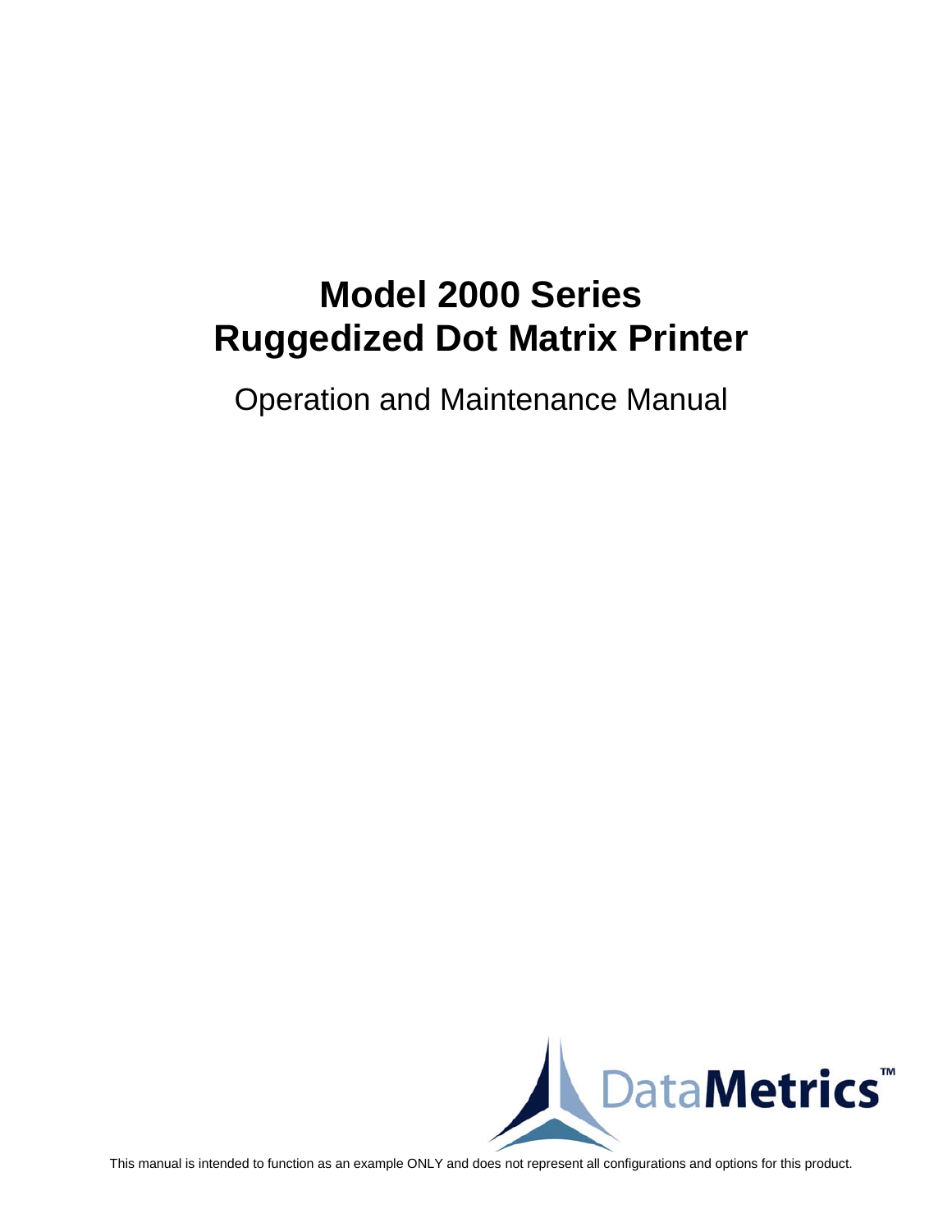# Model 2000 Series
# Ruggedized Dot Matrix Printer

Operation and Maintenance Manual

DataMetrics™

This manual is intended to function as an example ONLY and does not represent all configurations and options for this product.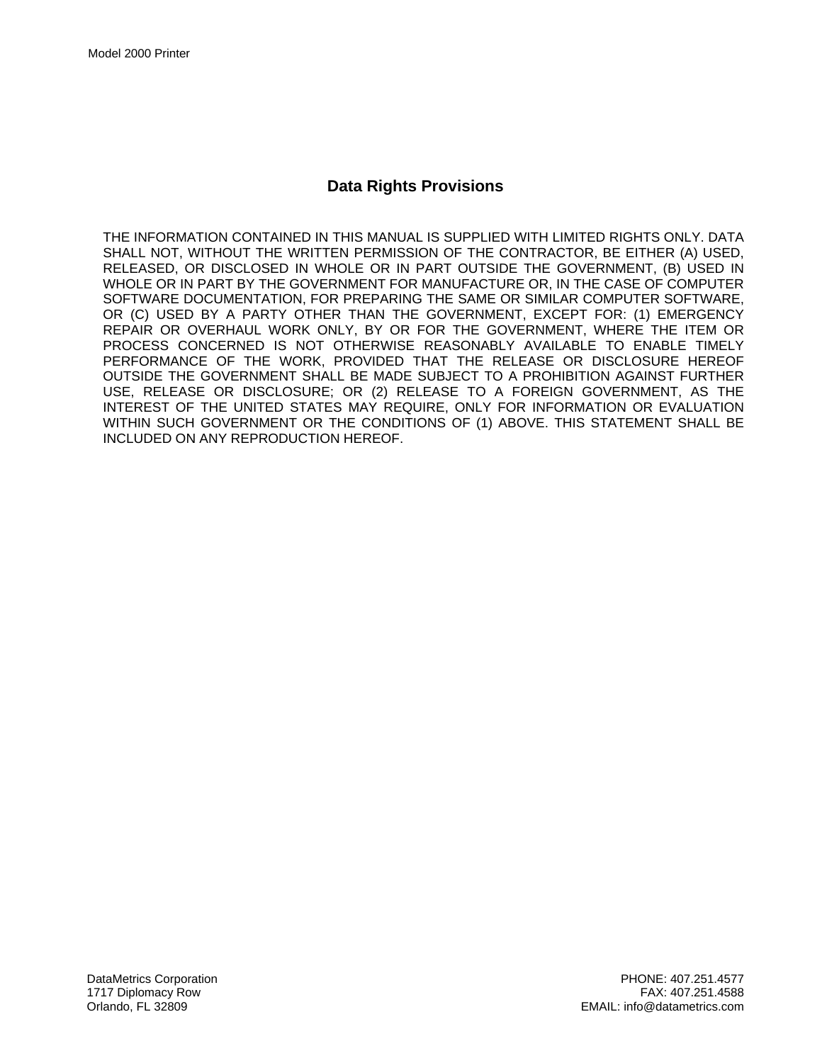## Data Rights Provisions

THE INFORMATION CONTAINED IN THIS MANUAL IS SUPPLIED WITH LIMITED RIGHTS ONLY. DATA SHALL NOT, WITHOUT THE WRITTEN PERMISSION OF THE CONTRACTOR, BE EITHER (A) USED, RELEASED, OR DISCLOSED IN WHOLE OR IN PART OUTSIDE THE GOVERNMENT, (B) USED IN WHOLE OR IN PART BY THE GOVERNMENT FOR MANUFACTURE OR, IN THE CASE OF COMPUTER SOFTWARE DOCUMENTATION, FOR PREPARING THE SAME OR SIMILAR COMPUTER SOFTWARE, OR (C) USED BY A PARTY OTHER THAN THE GOVERNMENT, EXCEPT FOR: (1) EMERGENCY REPAIR OR OVERHAUL WORK ONLY, BY OR FOR THE GOVERNMENT, WHERE THE ITEM OR PROCESS CONCERNED IS NOT OTHERWISE REASONABLY AVAILABLE TO ENABLE TIMELY PERFORMANCE OF THE WORK, PROVIDED THAT THE RELEASE OR DISCLOSURE HEREOF OUTSIDE THE GOVERNMENT SHALL BE MADE SUBJECT TO A PROHIBITION AGAINST FURTHER USE, RELEASE OR DISCLOSURE; OR (2) RELEASE TO A FOREIGN GOVERNMENT, AS THE INTEREST OF THE UNITED STATES MAY REQUIRE, ONLY FOR INFORMATION OR EVALUATION WITHIN SUCH GOVERNMENT OR THE CONDITIONS OF (1) ABOVE. THIS STATEMENT SHALL BE INCLUDED ON ANY REPRODUCTION HEREOF.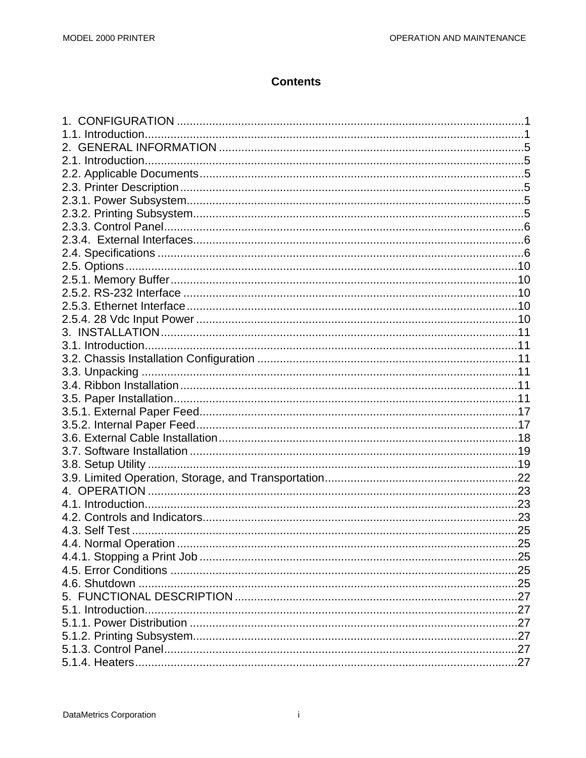# Contents

1. CONFIGURATION ........................................................................................................1
1.1. Introduction..................................................................................................................1
2. GENERAL INFORMATION ..........................................................................................5
2.1. Introduction..................................................................................................................5
2.2. Applicable Documents..................................................................................................5
2.3. Printer Description........................................................................................................5
2.3.1. Power Subsystem......................................................................................................5
2.3.2. Printing Subsystem....................................................................................................5
2.3.3. Control Panel.............................................................................................................6
2.3.4. External Interfaces.....................................................................................................6
2.4. Specifications ...............................................................................................................6
2.5. Options........................................................................................................................10
2.5.1. Memory Buffer.........................................................................................................10
2.5.2. RS-232 Interface .....................................................................................................10
2.5.3. Ethernet Interface.....................................................................................................10
2.5.4. 28 Vdc Input Power .................................................................................................10
3. INSTALLATION............................................................................................................11
3.1. Introduction..................................................................................................................11
3.2. Chassis Installation Configuration ..............................................................................11
3.3. Unpacking ...................................................................................................................11
3.4. Ribbon Installation.......................................................................................................11
3.5. Paper Installation.........................................................................................................11
3.5.1. External Paper Feed.................................................................................................17
3.5.2. Internal Paper Feed..................................................................................................17
3.6. External Cable Installation...........................................................................................18
3.7. Software Installation ....................................................................................................19
3.8. Setup Utility .................................................................................................................19
3.9. Limited Operation, Storage, and Transportation..........................................................22
4. OPERATION .................................................................................................................23
4.1. Introduction..................................................................................................................23
4.2. Controls and Indicators................................................................................................23
4.3. Self Test ......................................................................................................................25
4.4. Normal Operation ........................................................................................................25
4.4.1. Stopping a Print Job .................................................................................................25
4.5. Error Conditions ..........................................................................................................25
4.6. Shutdown ....................................................................................................................25
5. FUNCTIONAL DESCRIPTION ......................................................................................27
5.1. Introduction..................................................................................................................27
5.1.1. Power Distribution ....................................................................................................27
5.1.2. Printing Subsystem...................................................................................................27
5.1.3. Control Panel............................................................................................................27
5.1.4. Heaters.....................................................................................................................27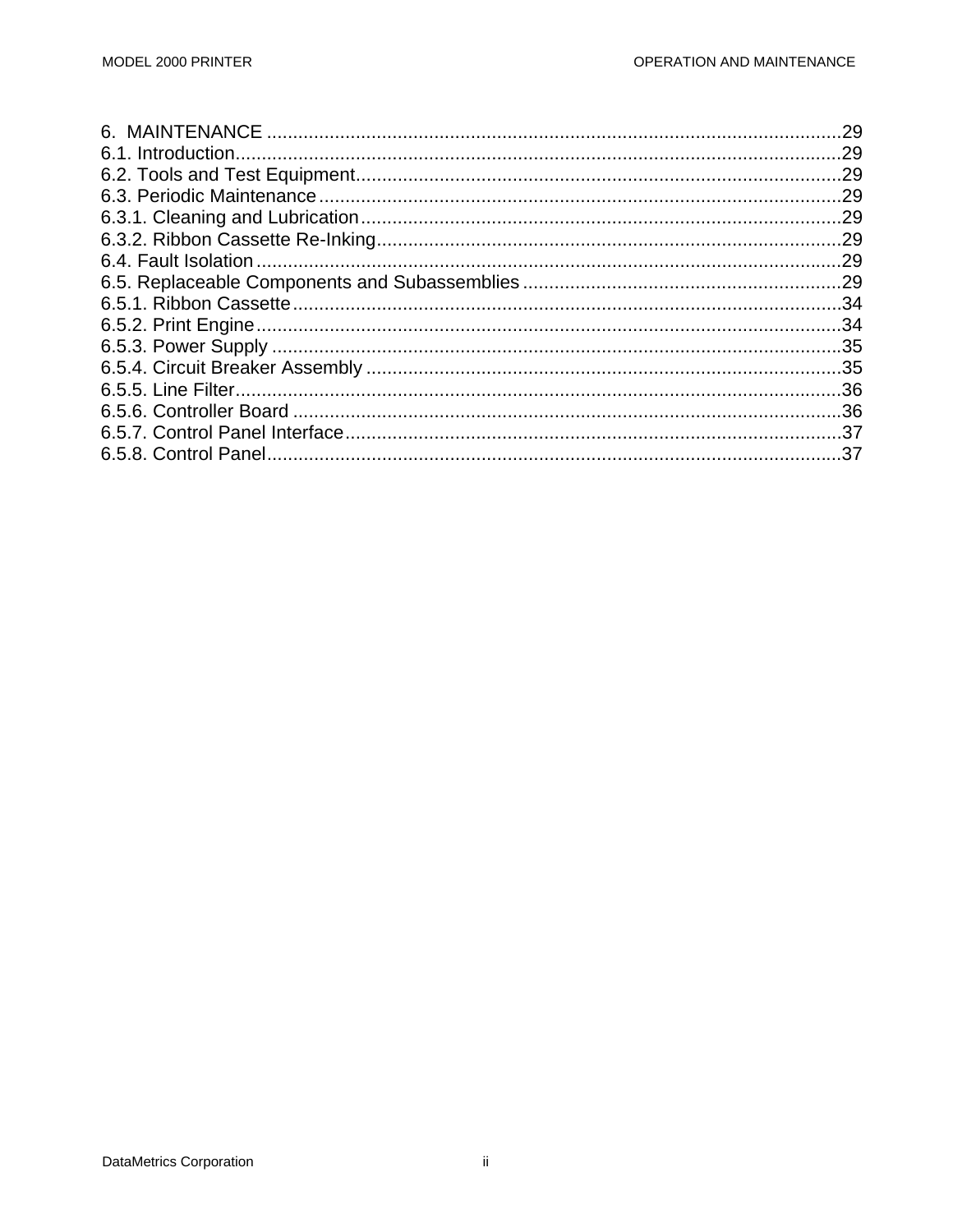6. MAINTENANCE ....................................................................................................29
6.1. Introduction.......................................................................................................29
6.2. Tools and Test Equipment..................................................................................29
6.3. Periodic Maintenance ........................................................................................29
6.3.1. Cleaning and Lubrication.................................................................................29
6.3.2. Ribbon Cassette Re-Inking...............................................................................29
6.4. Fault Isolation ....................................................................................................29
6.5. Replaceable Components and Subassemblies ...................................................29
6.5.1. Ribbon Cassette...............................................................................................34
6.5.2. Print Engine.....................................................................................................34
6.5.3. Power Supply ..................................................................................................35
6.5.4. Circuit Breaker Assembly ................................................................................35
6.5.5. Line Filter.........................................................................................................36
6.5.6. Controller Board ..............................................................................................36
6.5.7. Control Panel Interface....................................................................................37
6.5.8. Control Panel...................................................................................................37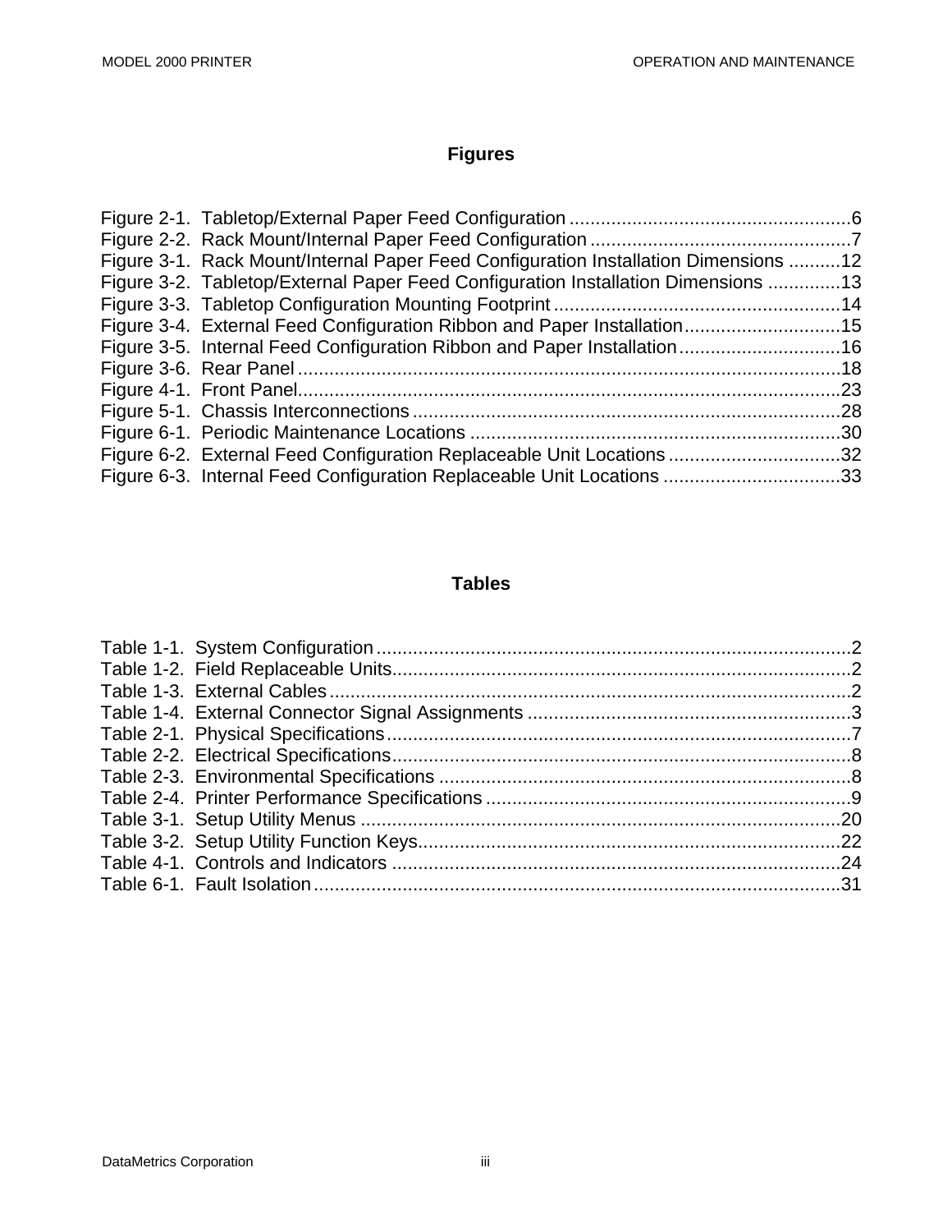## Figures

Figure 2-1. Tabletop/External Paper Feed Configuration ......................................................6
Figure 2-2. Rack Mount/Internal Paper Feed Configuration ..................................................7
Figure 3-1. Rack Mount/Internal Paper Feed Configuration Installation Dimensions ..........12
Figure 3-2. Tabletop/External Paper Feed Configuration Installation Dimensions ..............13
Figure 3-3. Tabletop Configuration Mounting Footprint .......................................................14
Figure 3-4. External Feed Configuration Ribbon and Paper Installation..............................15
Figure 3-5. Internal Feed Configuration Ribbon and Paper Installation...............................16
Figure 3-6. Rear Panel ........................................................................................................18
Figure 4-1. Front Panel........................................................................................................23
Figure 5-1. Chassis Interconnections ..................................................................................28
Figure 6-1. Periodic Maintenance Locations .......................................................................30
Figure 6-2. External Feed Configuration Replaceable Unit Locations .................................32
Figure 6-3. Internal Feed Configuration Replaceable Unit Locations ..................................33

## Tables

Table 1-1. System Configuration ...........................................................................................2
Table 1-2. Field Replaceable Units.........................................................................................2
Table 1-3. External Cables ....................................................................................................2
Table 1-4. External Connector Signal Assignments ..............................................................3
Table 2-1. Physical Specifications.........................................................................................7
Table 2-2. Electrical Specifications........................................................................................8
Table 2-3. Environmental Specifications ................................................................................8
Table 2-4. Printer Performance Specifications ......................................................................9
Table 3-1. Setup Utility Menus .............................................................................................20
Table 3-2. Setup Utility Function Keys..................................................................................22
Table 4-1. Controls and Indicators ......................................................................................24
Table 6-1. Fault Isolation......................................................................................................31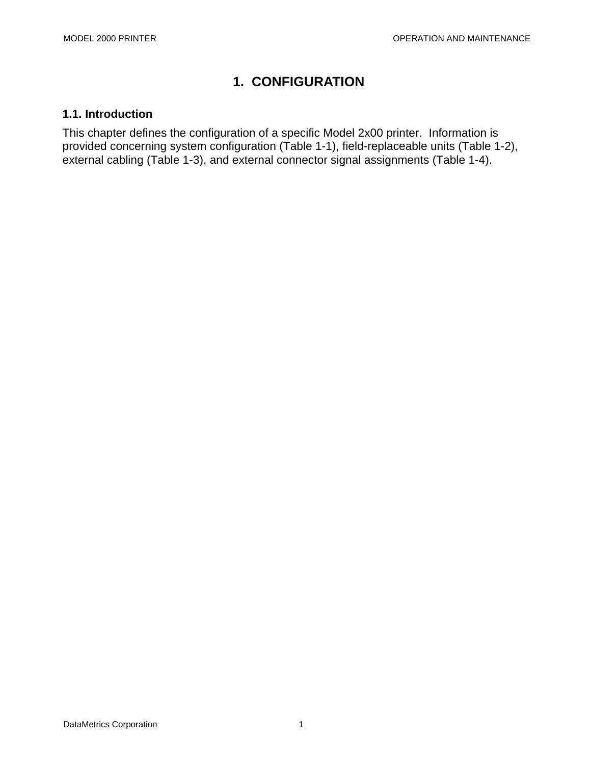# 1. CONFIGURATION

## 1.1. Introduction

This chapter defines the configuration of a specific Model 2x00 printer. Information is provided concerning system configuration (Table 1-1), field-replaceable units (Table 1-2), external cabling (Table 1-3), and external connector signal assignments (Table 1-4).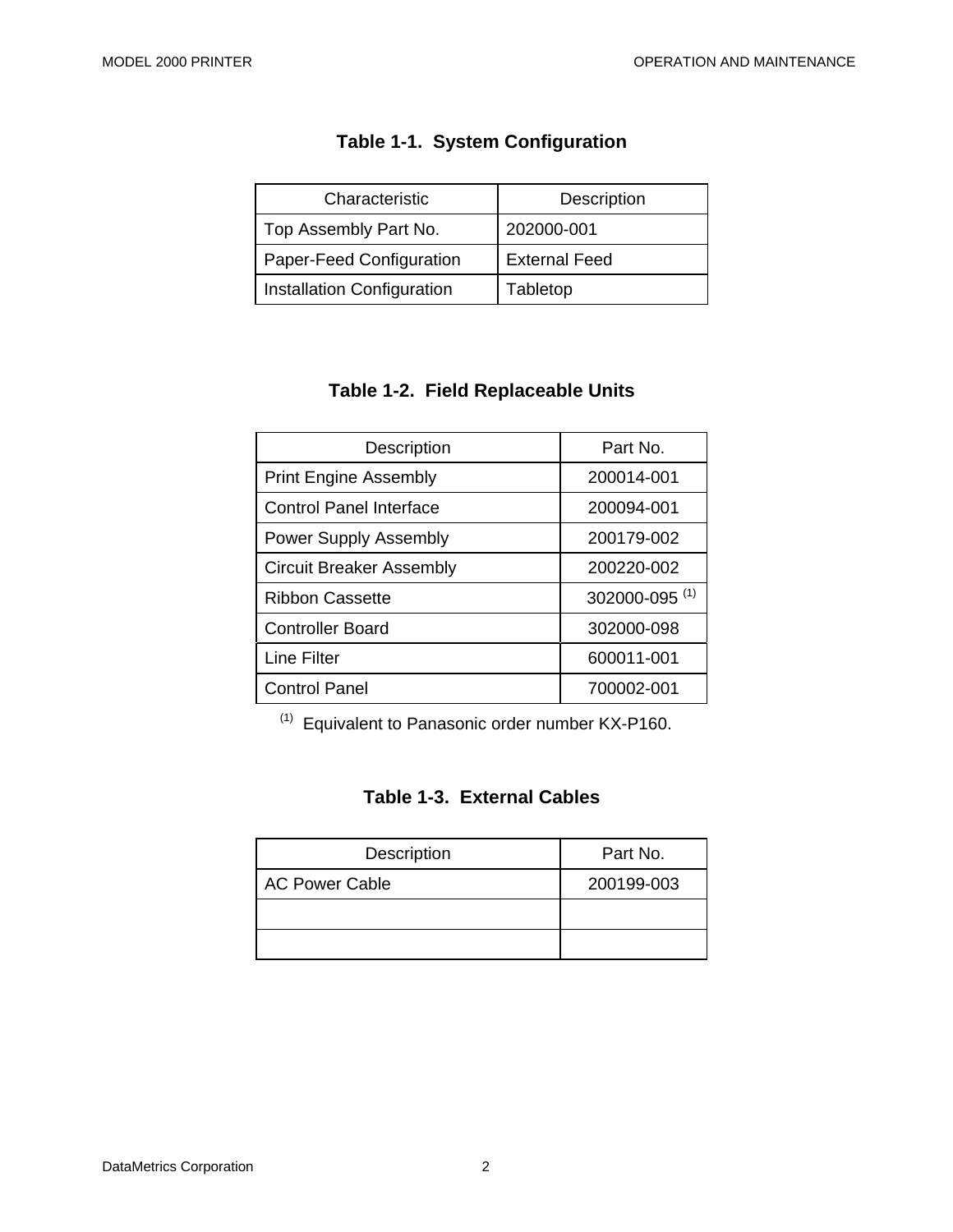### Table 1-1. System Configuration

| Characteristic | Description |
| --- | --- |
| Top Assembly Part No. | 202000-001 |
| Paper-Feed Configuration | External Feed |
| Installation Configuration | Tabletop |

### Table 1-2. Field Replaceable Units

| Description | Part No. |
| --- | --- |
| Print Engine Assembly | 200014-001 |
| Control Panel Interface | 200094-001 |
| Power Supply Assembly | 200179-002 |
| Circuit Breaker Assembly | 200220-002 |
| Ribbon Cassette | 302000-095 (1) |
| Controller Board | 302000-098 |
| Line Filter | 600011-001 |
| Control Panel | 700002-001 |

(1) Equivalent to Panasonic order number KX-P160.

### Table 1-3. External Cables

| Description | Part No. |
| --- | --- |
| AC Power Cable | 200199-003 |
| | |
| | |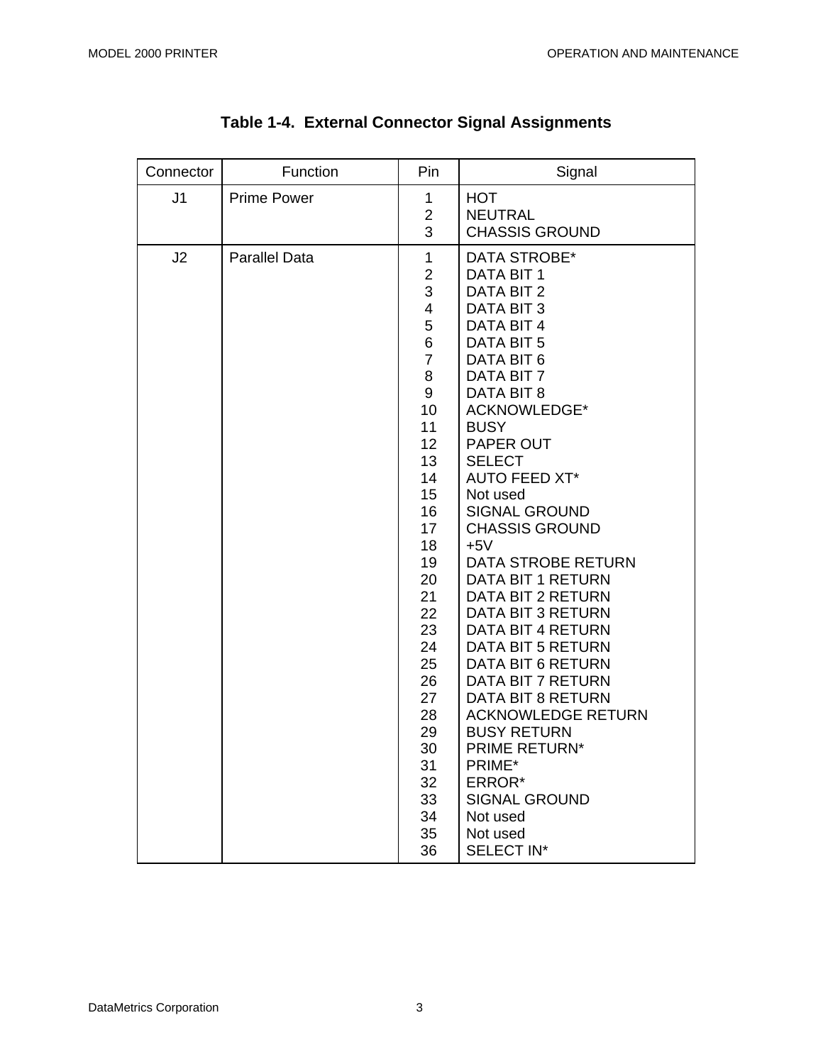**Table 1-4. External Connector Signal Assignments**

| Connector | Function | Pin | Signal |
|---|---|---|---|
| J1 | Prime Power | 1 | HOT |
| | | 2 | NEUTRAL |
| | | 3 | CHASSIS GROUND |
| J2 | Parallel Data | 1 | DATA STROBE* |
| | | 2 | DATA BIT 1 |
| | | 3 | DATA BIT 2 |
| | | 4 | DATA BIT 3 |
| | | 5 | DATA BIT 4 |
| | | 6 | DATA BIT 5 |
| | | 7 | DATA BIT 6 |
| | | 8 | DATA BIT 7 |
| | | 9 | DATA BIT 8 |
| | | 10 | ACKNOWLEDGE* |
| | | 11 | BUSY |
| | | 12 | PAPER OUT |
| | | 13 | SELECT |
| | | 14 | AUTO FEED XT* |
| | | 15 | Not used |
| | | 16 | SIGNAL GROUND |
| | | 17 | CHASSIS GROUND |
| | | 18 | +5V |
| | | 19 | DATA STROBE RETURN |
| | | 20 | DATA BIT 1 RETURN |
| | | 21 | DATA BIT 2 RETURN |
| | | 22 | DATA BIT 3 RETURN |
| | | 23 | DATA BIT 4 RETURN |
| | | 24 | DATA BIT 5 RETURN |
| | | 25 | DATA BIT 6 RETURN |
| | | 26 | DATA BIT 7 RETURN |
| | | 27 | DATA BIT 8 RETURN |
| | | 28 | ACKNOWLEDGE RETURN |
| | | 29 | BUSY RETURN |
| | | 30 | PRIME RETURN* |
| | | 31 | PRIME* |
| | | 32 | ERROR* |
| | | 33 | SIGNAL GROUND |
| | | 34 | Not used |
| | | 35 | Not used |
| | | 36 | SELECT IN* |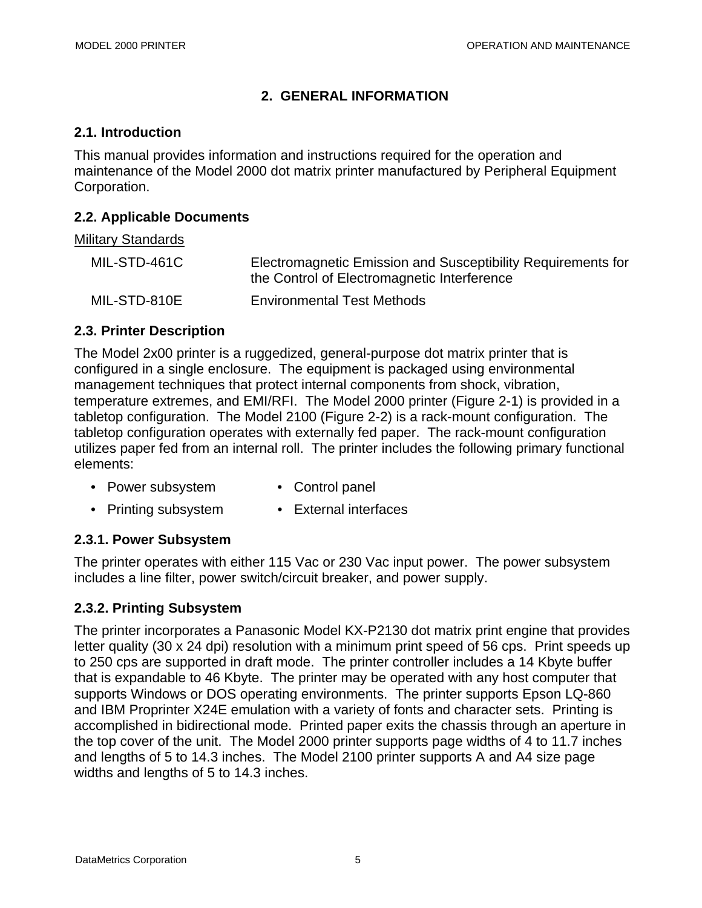# 2. GENERAL INFORMATION

## 2.1. Introduction

This manual provides information and instructions required for the operation and maintenance of the Model 2000 dot matrix printer manufactured by Peripheral Equipment Corporation.

## 2.2. Applicable Documents

Military Standards

| | |
|---|---|
| MIL-STD-461C | Electromagnetic Emission and Susceptibility Requirements for the Control of Electromagnetic Interference |
| MIL-STD-810E | Environmental Test Methods |

## 2.3. Printer Description

The Model 2x00 printer is a ruggedized, general-purpose dot matrix printer that is configured in a single enclosure. The equipment is packaged using environmental management techniques that protect internal components from shock, vibration, temperature extremes, and EMI/RFI. The Model 2000 printer (Figure 2-1) is provided in a tabletop configuration. The Model 2100 (Figure 2-2) is a rack-mount configuration. The tabletop configuration operates with externally fed paper. The rack-mount configuration utilizes paper fed from an internal roll. The printer includes the following primary functional elements:

- Power subsystem
- Control panel
- Printing subsystem
- External interfaces

### 2.3.1. Power Subsystem

The printer operates with either 115 Vac or 230 Vac input power. The power subsystem includes a line filter, power switch/circuit breaker, and power supply.

### 2.3.2. Printing Subsystem

The printer incorporates a Panasonic Model KX-P2130 dot matrix print engine that provides letter quality (30 x 24 dpi) resolution with a minimum print speed of 56 cps. Print speeds up to 250 cps are supported in draft mode. The printer controller includes a 14 Kbyte buffer that is expandable to 46 Kbyte. The printer may be operated with any host computer that supports Windows or DOS operating environments. The printer supports Epson LQ-860 and IBM Proprinter X24E emulation with a variety of fonts and character sets. Printing is accomplished in bidirectional mode. Printed paper exits the chassis through an aperture in the top cover of the unit. The Model 2000 printer supports page widths of 4 to 11.7 inches and lengths of 5 to 14.3 inches. The Model 2100 printer supports A and A4 size page widths and lengths of 5 to 14.3 inches.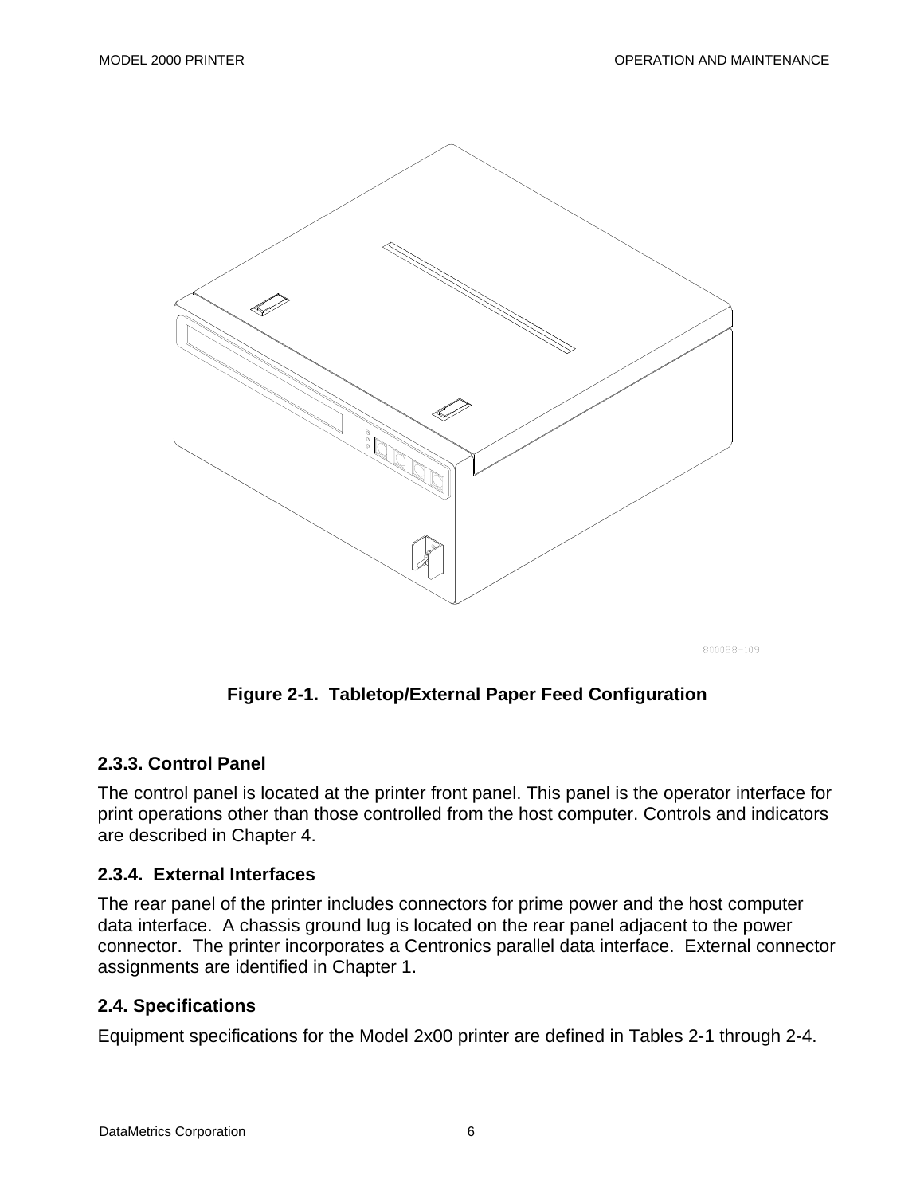Figure 2-1.  Tabletop/External Paper Feed Configuration

### 2.3.3. Control Panel

The control panel is located at the printer front panel. This panel is the operator interface for print operations other than those controlled from the host computer. Controls and indicators are described in Chapter 4.

### 2.3.4.  External Interfaces

The rear panel of the printer includes connectors for prime power and the host computer data interface.  A chassis ground lug is located on the rear panel adjacent to the power connector.  The printer incorporates a Centronics parallel data interface.  External connector assignments are identified in Chapter 1.

## 2.4. Specifications

Equipment specifications for the Model 2x00 printer are defined in Tables 2-1 through 2-4.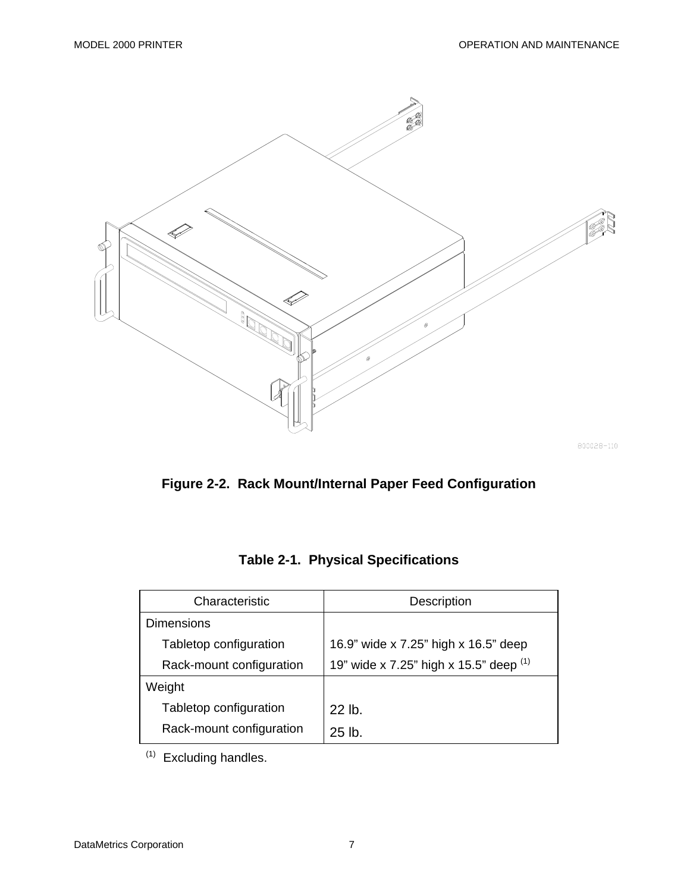Figure 2-2.  Rack Mount/Internal Paper Feed Configuration

**Table 2-1.  Physical Specifications**

| Characteristic | Description |
|---|---|
| Dimensions | |
| Tabletop configuration | 16.9” wide x 7.25” high x 16.5” deep |
| Rack-mount configuration | 19” wide x 7.25” high x 15.5” deep (1) |
| Weight | |
| Tabletop configuration | 22 lb. |
| Rack-mount configuration | 25 lb. |

(1) Excluding handles.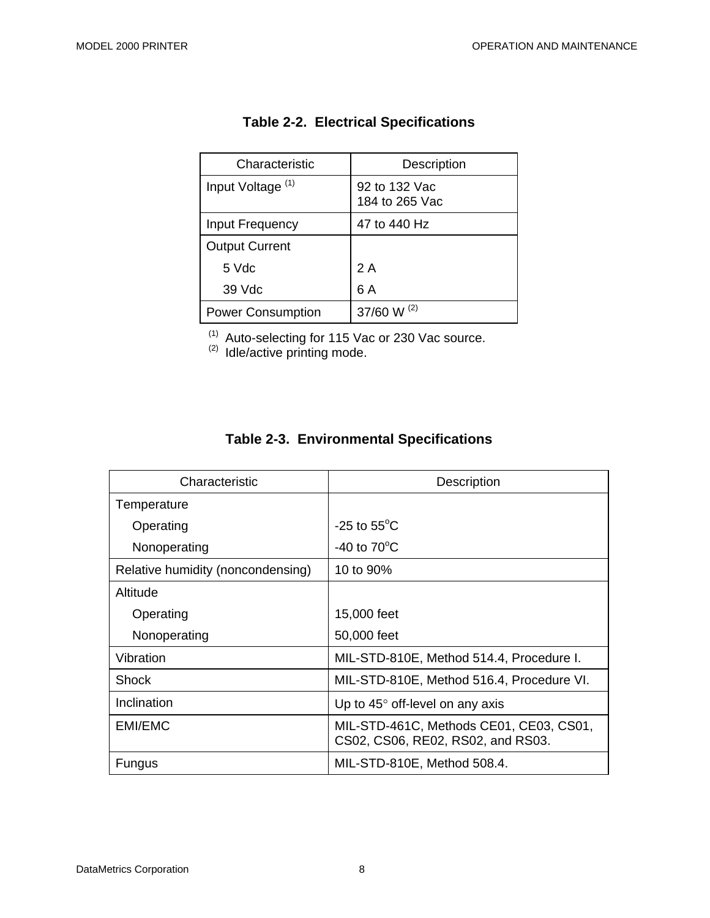**Table 2-2. Electrical Specifications**

| Characteristic | Description |
|---|---|
| Input Voltage [(1)] | 92 to 132 Vac<br>184 to 265 Vac |
| Input Frequency | 47 to 440 Hz |
| Output Current | |
| 5 Vdc | 2 A |
| 39 Vdc | 6 A |
| Power Consumption | 37/60 W [(2)] |

[(1)] Auto-selecting for 115 Vac or 230 Vac source.
[(2)] Idle/active printing mode.

**Table 2-3. Environmental Specifications**

| Characteristic | Description |
|---|---|
| Temperature | |
| Operating | -25 to 55°C |
| Nonoperating | -40 to 70°C |
| Relative humidity (noncondensing) | 10 to 90% |
| Altitude | |
| Operating | 15,000 feet |
| Nonoperating | 50,000 feet |
| Vibration | MIL-STD-810E, Method 514.4, Procedure I. |
| Shock | MIL-STD-810E, Method 516.4, Procedure VI. |
| Inclination | Up to 45° off-level on any axis |
| EMI/EMC | MIL-STD-461C, Methods CE01, CE03, CS01, CS02, CS06, RE02, RS02, and RS03. |
| Fungus | MIL-STD-810E, Method 508.4. |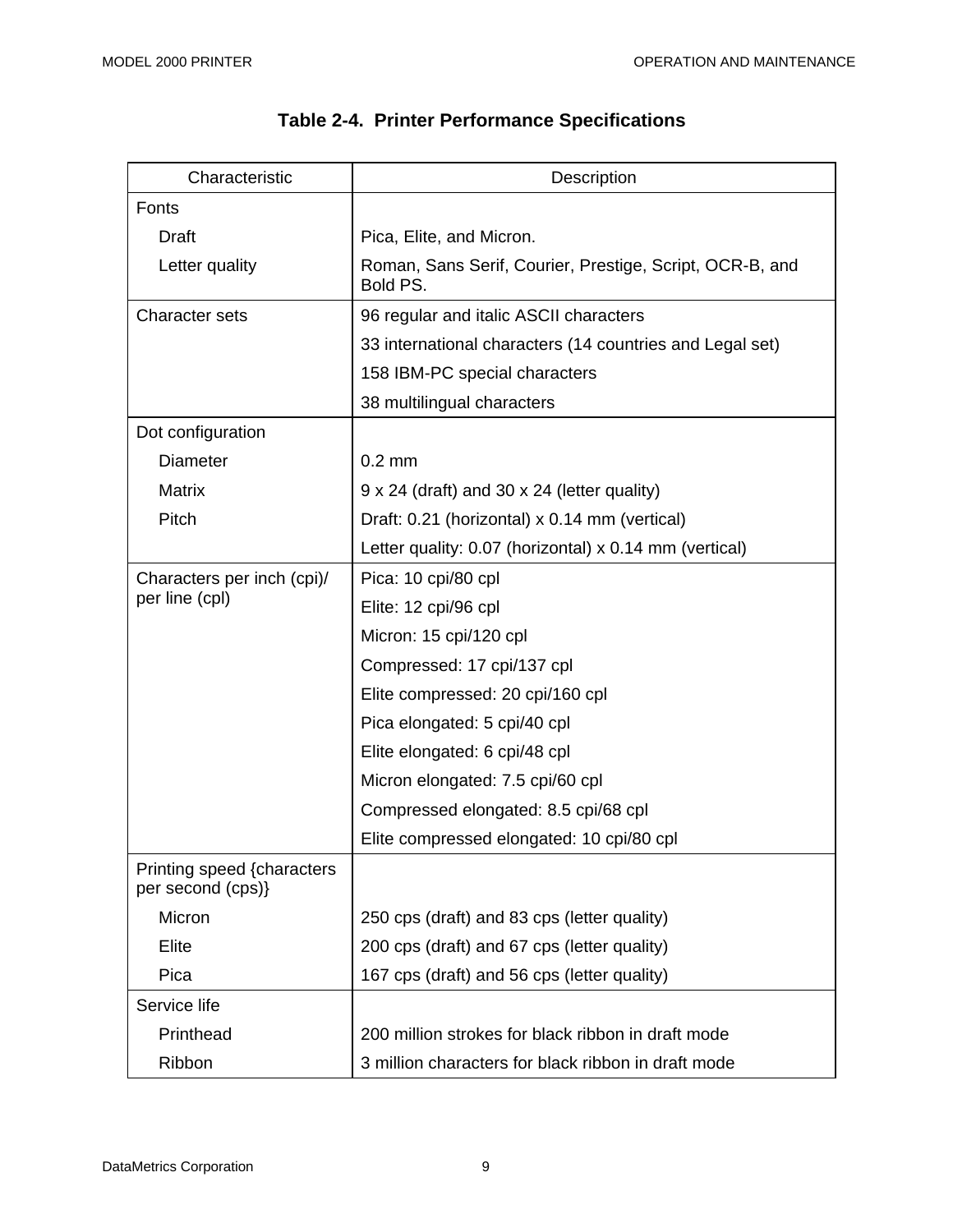**Table 2-4. Printer Performance Specifications**

| Characteristic | Description |
|---|---|
| Fonts | |
| Draft | Pica, Elite, and Micron. |
| Letter quality | Roman, Sans Serif, Courier, Prestige, Script, OCR-B, and Bold PS. |
| Character sets | 96 regular and italic ASCII characters |
| | 33 international characters (14 countries and Legal set) |
| | 158 IBM-PC special characters |
| | 38 multilingual characters |
| Dot configuration | |
| Diameter | 0.2 mm |
| Matrix | 9 x 24 (draft) and 30 x 24 (letter quality) |
| Pitch | Draft: 0.21 (horizontal) x 0.14 mm (vertical) |
| | Letter quality: 0.07 (horizontal) x 0.14 mm (vertical) |
| Characters per inch (cpi)/ per line (cpl) | Pica: 10 cpi/80 cpl |
| | Elite: 12 cpi/96 cpl |
| | Micron: 15 cpi/120 cpl |
| | Compressed: 17 cpi/137 cpl |
| | Elite compressed: 20 cpi/160 cpl |
| | Pica elongated: 5 cpi/40 cpl |
| | Elite elongated: 6 cpi/48 cpl |
| | Micron elongated: 7.5 cpi/60 cpl |
| | Compressed elongated: 8.5 cpi/68 cpl |
| | Elite compressed elongated: 10 cpi/80 cpl |
| Printing speed {characters per second (cps)} | |
| Micron | 250 cps (draft) and 83 cps (letter quality) |
| Elite | 200 cps (draft) and 67 cps (letter quality) |
| Pica | 167 cps (draft) and 56 cps (letter quality) |
| Service life | |
| Printhead | 200 million strokes for black ribbon in draft mode |
| Ribbon | 3 million characters for black ribbon in draft mode |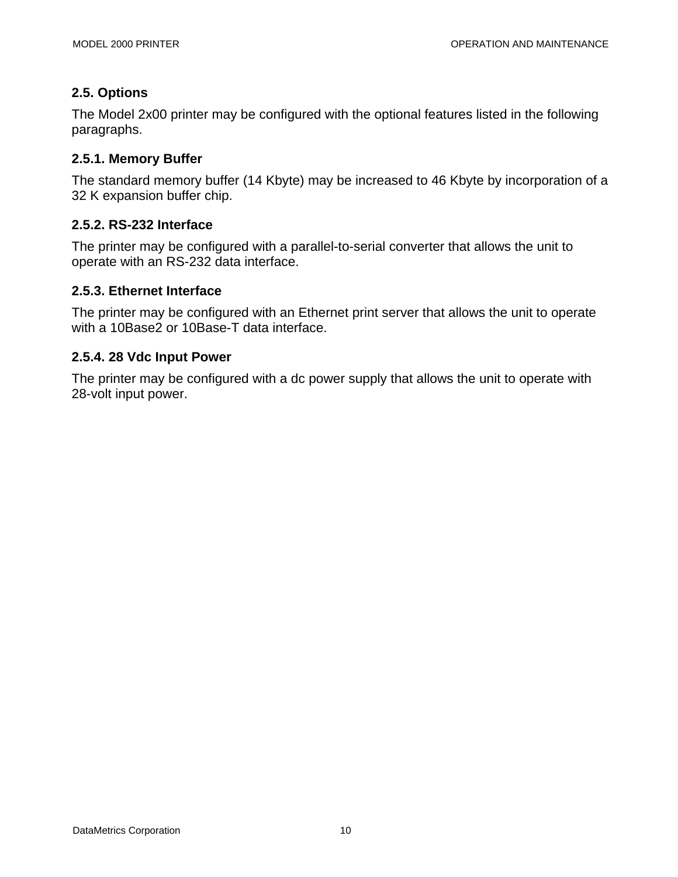## 2.5. Options

The Model 2x00 printer may be configured with the optional features listed in the following paragraphs.

### 2.5.1. Memory Buffer

The standard memory buffer (14 Kbyte) may be increased to 46 Kbyte by incorporation of a 32 K expansion buffer chip.

### 2.5.2. RS-232 Interface

The printer may be configured with a parallel-to-serial converter that allows the unit to operate with an RS-232 data interface.

### 2.5.3. Ethernet Interface

The printer may be configured with an Ethernet print server that allows the unit to operate with a 10Base2 or 10Base-T data interface.

### 2.5.4. 28 Vdc Input Power

The printer may be configured with a dc power supply that allows the unit to operate with 28-volt input power.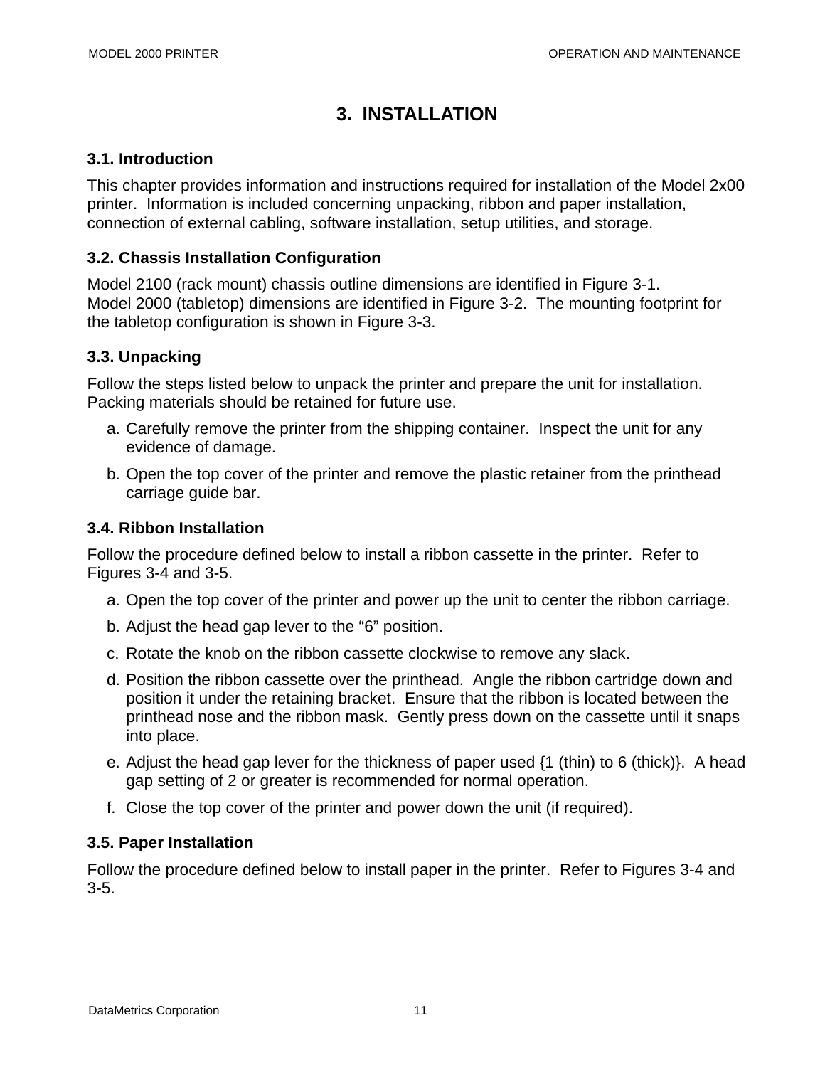# 3. INSTALLATION

## 3.1. Introduction

This chapter provides information and instructions required for installation of the Model 2x00 printer. Information is included concerning unpacking, ribbon and paper installation, connection of external cabling, software installation, setup utilities, and storage.

## 3.2. Chassis Installation Configuration

Model 2100 (rack mount) chassis outline dimensions are identified in Figure 3-1.
Model 2000 (tabletop) dimensions are identified in Figure 3-2. The mounting footprint for the tabletop configuration is shown in Figure 3-3.

## 3.3. Unpacking

Follow the steps listed below to unpack the printer and prepare the unit for installation. Packing materials should be retained for future use.

a. Carefully remove the printer from the shipping container. Inspect the unit for any evidence of damage.

b. Open the top cover of the printer and remove the plastic retainer from the printhead carriage guide bar.

## 3.4. Ribbon Installation

Follow the procedure defined below to install a ribbon cassette in the printer. Refer to Figures 3-4 and 3-5.

a. Open the top cover of the printer and power up the unit to center the ribbon carriage.

b. Adjust the head gap lever to the “6” position.

c. Rotate the knob on the ribbon cassette clockwise to remove any slack.

d. Position the ribbon cassette over the printhead. Angle the ribbon cartridge down and position it under the retaining bracket. Ensure that the ribbon is located between the printhead nose and the ribbon mask. Gently press down on the cassette until it snaps into place.

e. Adjust the head gap lever for the thickness of paper used {1 (thin) to 6 (thick)}. A head gap setting of 2 or greater is recommended for normal operation.

f. Close the top cover of the printer and power down the unit (if required).

## 3.5. Paper Installation

Follow the procedure defined below to install paper in the printer. Refer to Figures 3-4 and 3-5.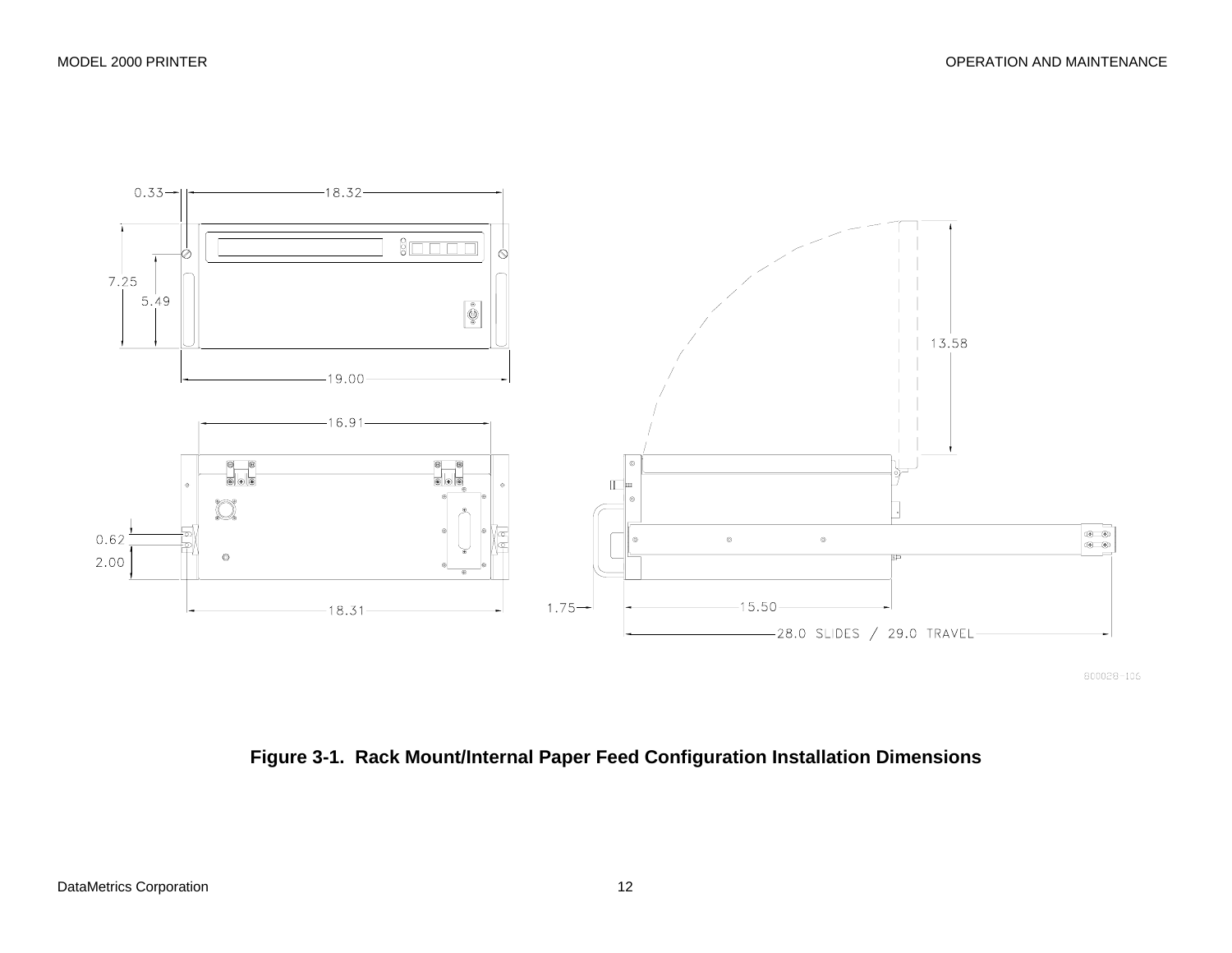0.33 18.32

7.25 5.49

19.00

16.91

0.62 2.00

18.31

13.58

1.75 15.50

28.0 SLIDES / 29.0 TRAVEL

800028-106

**Figure 3-1. Rack Mount/Internal Paper Feed Configuration Installation Dimensions**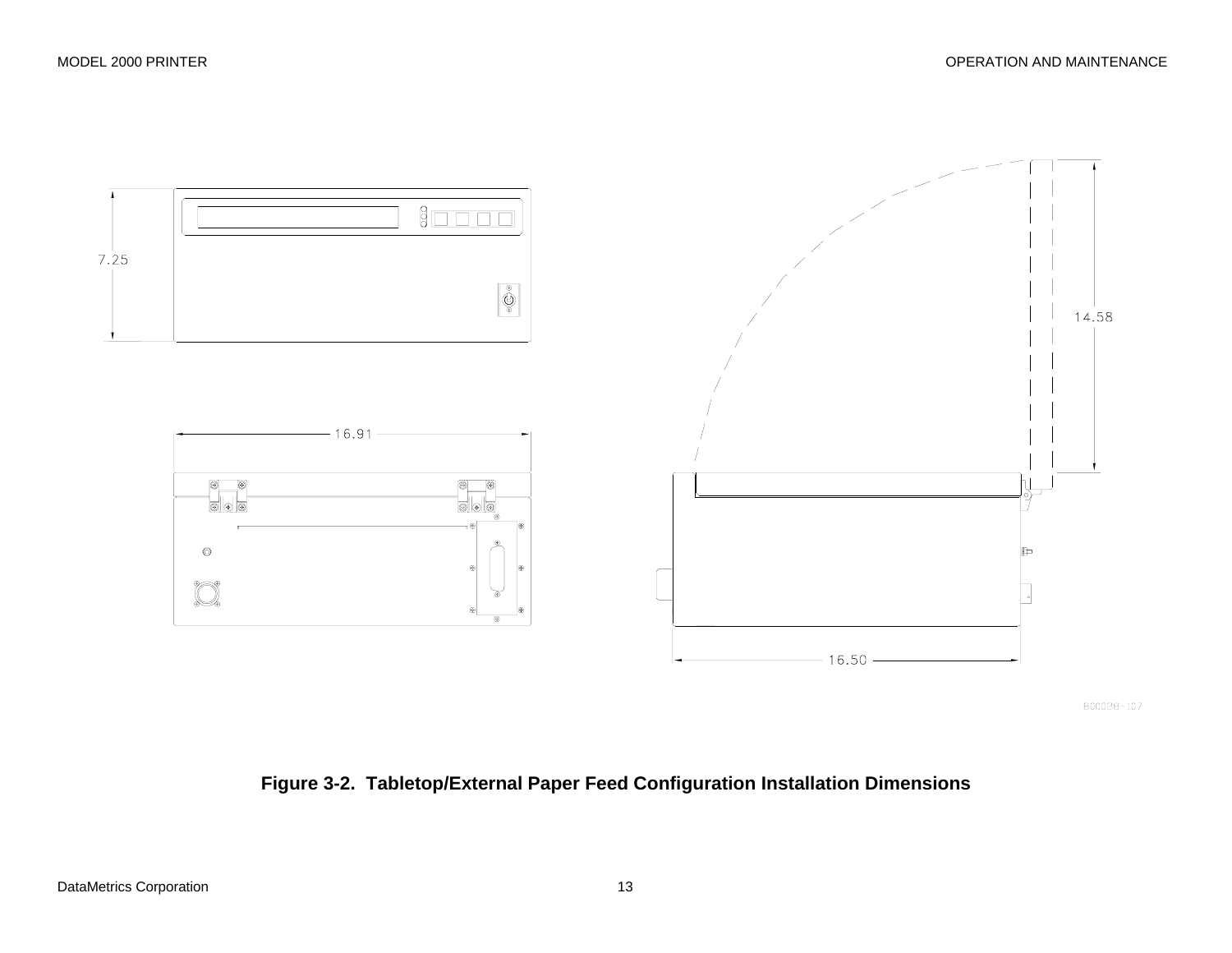7.25

16.91

14.58

16.50

600028-107

**Figure 3-2. Tabletop/External Paper Feed Configuration Installation Dimensions**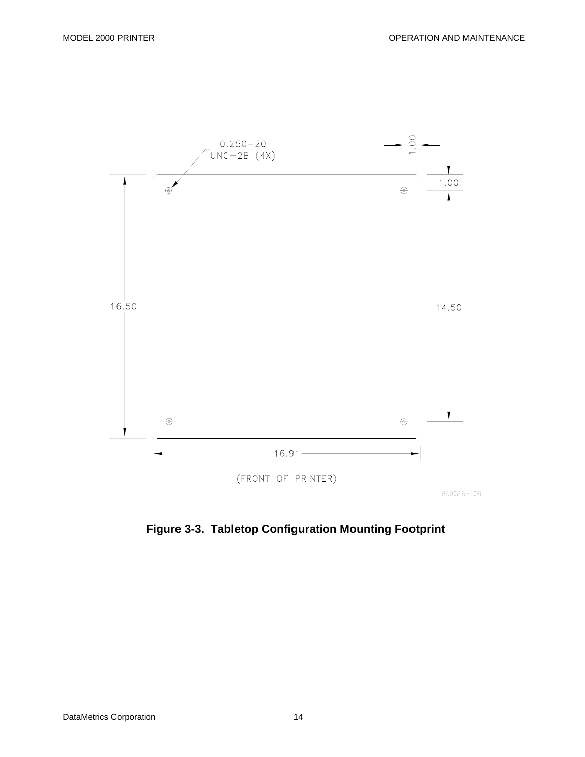0.250−20
UNC−2B (4X)

1.00

1.00

16.50

14.50

16.91

(FRONT OF PRINTER)

800028−108

**Figure 3-3. Tabletop Configuration Mounting Footprint**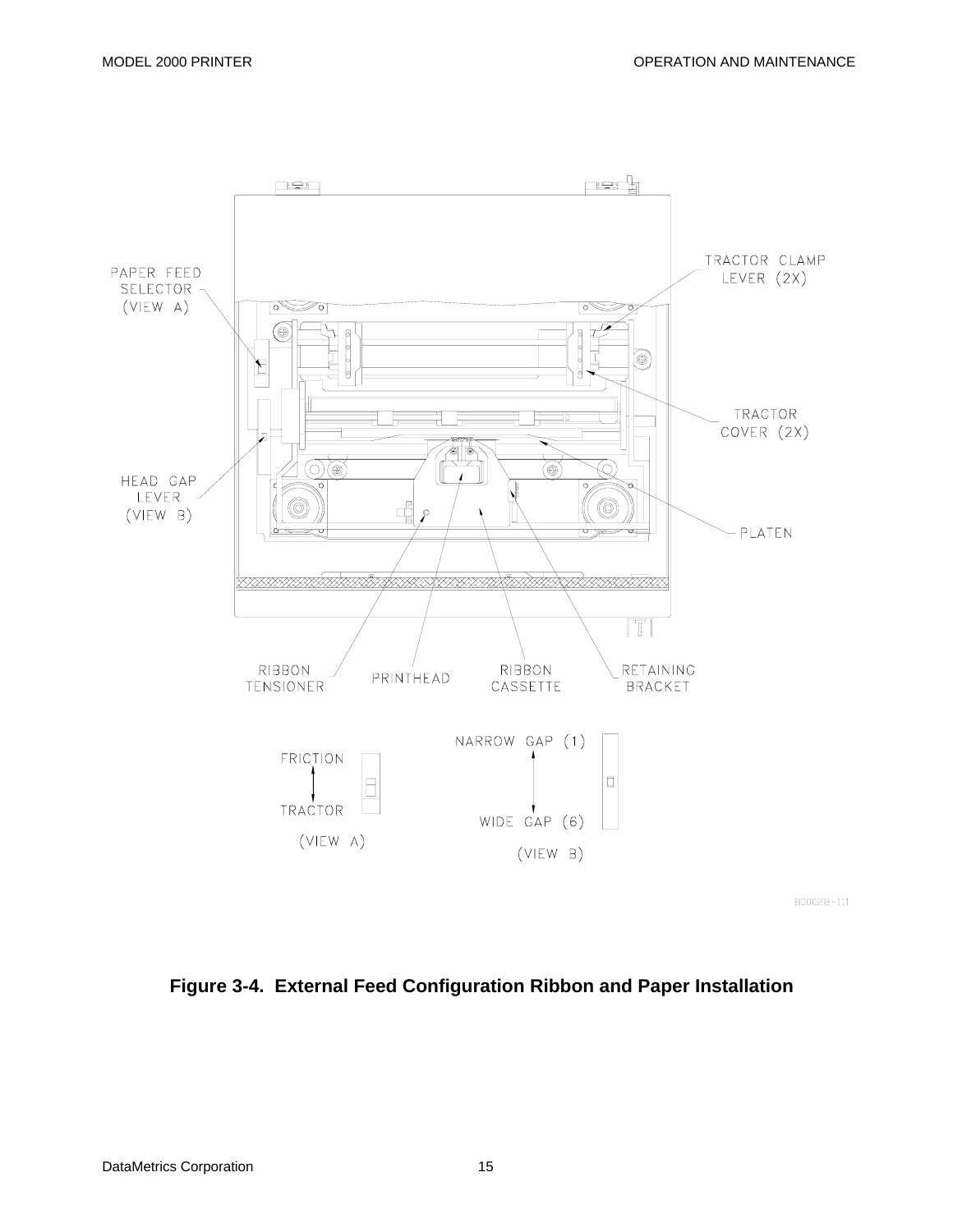**Figure 3-4. External Feed Configuration Ribbon and Paper Installation**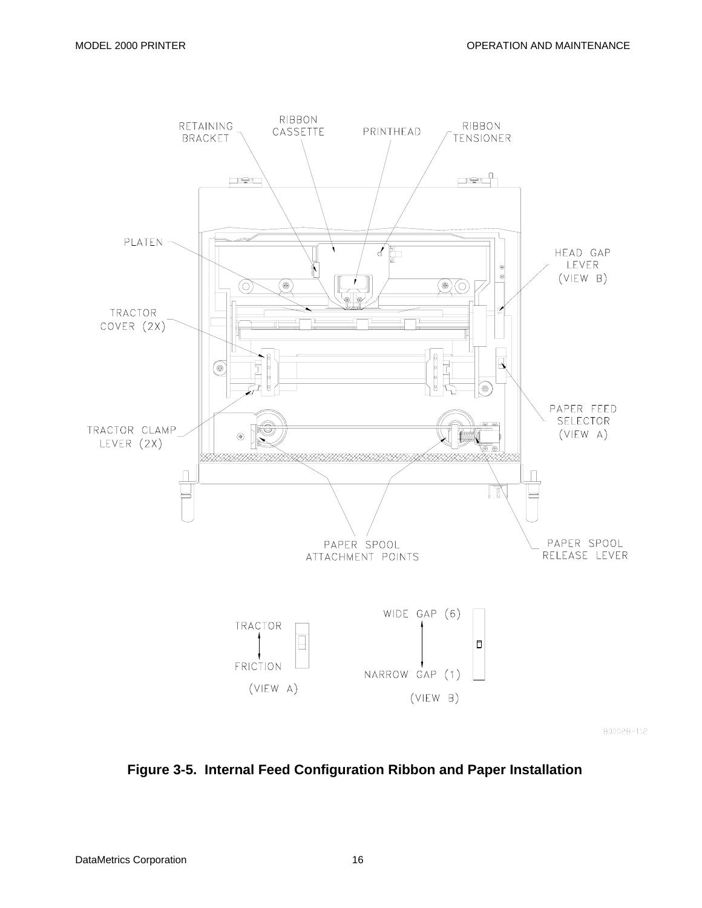**Figure 3-5. Internal Feed Configuration Ribbon and Paper Installation**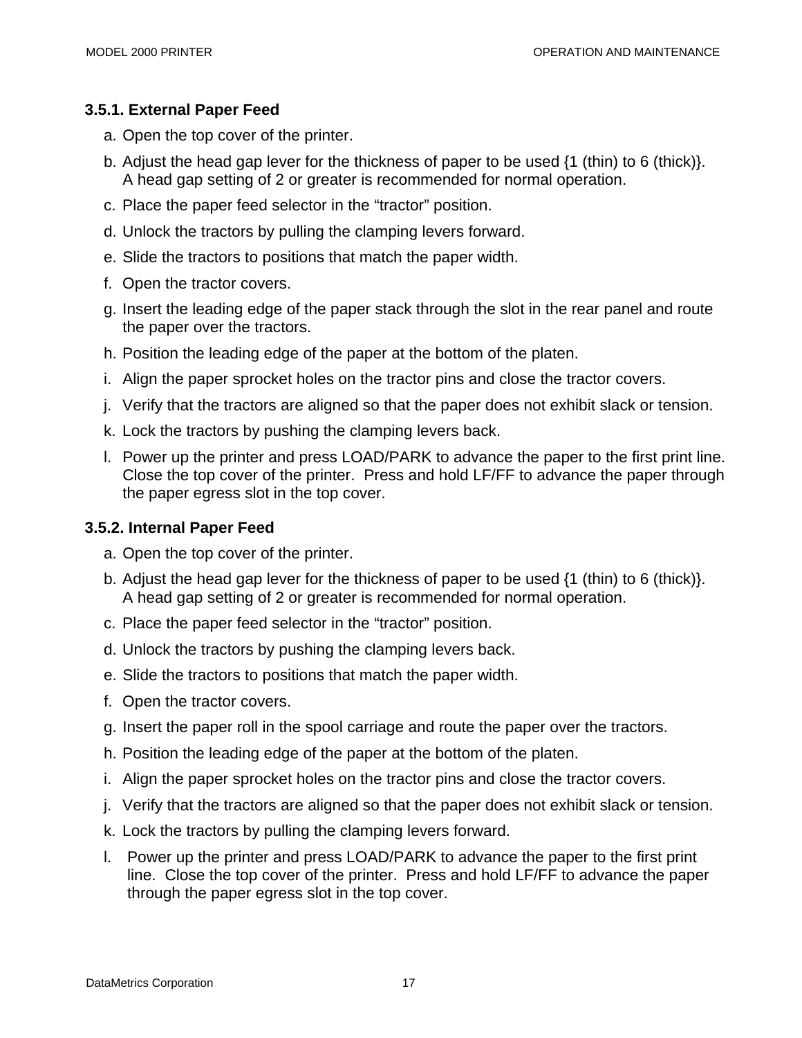### 3.5.1. External Paper Feed

a. Open the top cover of the printer.
b. Adjust the head gap lever for the thickness of paper to be used {1 (thin) to 6 (thick)}. A head gap setting of 2 or greater is recommended for normal operation.
c. Place the paper feed selector in the “tractor” position.
d. Unlock the tractors by pulling the clamping levers forward.
e. Slide the tractors to positions that match the paper width.
f. Open the tractor covers.
g. Insert the leading edge of the paper stack through the slot in the rear panel and route the paper over the tractors.
h. Position the leading edge of the paper at the bottom of the platen.
i. Align the paper sprocket holes on the tractor pins and close the tractor covers.
j. Verify that the tractors are aligned so that the paper does not exhibit slack or tension.
k. Lock the tractors by pushing the clamping levers back.
l. Power up the printer and press LOAD/PARK to advance the paper to the first print line. Close the top cover of the printer. Press and hold LF/FF to advance the paper through the paper egress slot in the top cover.

### 3.5.2. Internal Paper Feed

a. Open the top cover of the printer.
b. Adjust the head gap lever for the thickness of paper to be used {1 (thin) to 6 (thick)}. A head gap setting of 2 or greater is recommended for normal operation.
c. Place the paper feed selector in the “tractor” position.
d. Unlock the tractors by pushing the clamping levers back.
e. Slide the tractors to positions that match the paper width.
f. Open the tractor covers.
g. Insert the paper roll in the spool carriage and route the paper over the tractors.
h. Position the leading edge of the paper at the bottom of the platen.
i. Align the paper sprocket holes on the tractor pins and close the tractor covers.
j. Verify that the tractors are aligned so that the paper does not exhibit slack or tension.
k. Lock the tractors by pulling the clamping levers forward.
l. Power up the printer and press LOAD/PARK to advance the paper to the first print line. Close the top cover of the printer. Press and hold LF/FF to advance the paper through the paper egress slot in the top cover.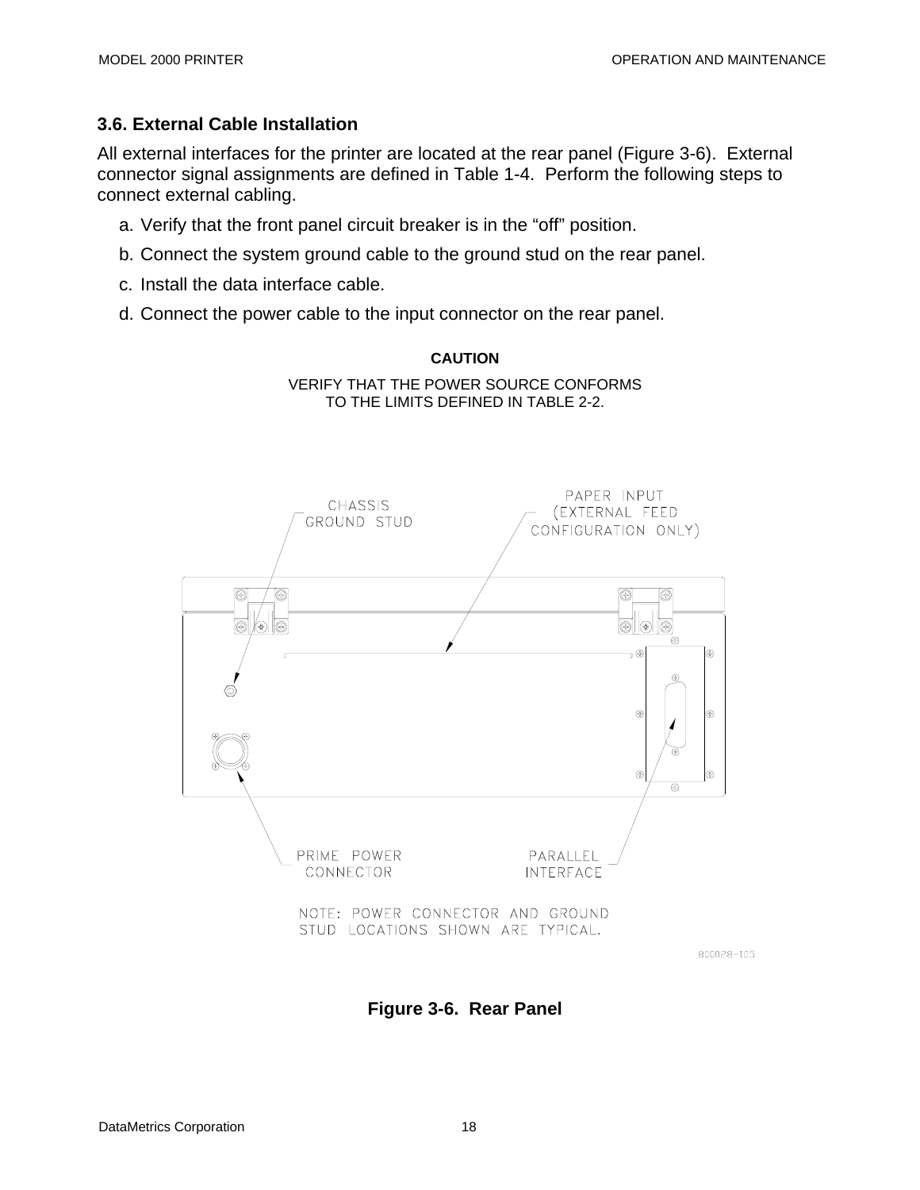### 3.6. External Cable Installation

All external interfaces for the printer are located at the rear panel (Figure 3-6). External connector signal assignments are defined in Table 1-4. Perform the following steps to connect external cabling.

a. Verify that the front panel circuit breaker is in the “off” position.

b. Connect the system ground cable to the ground stud on the rear panel.

c. Install the data interface cable.

d. Connect the power cable to the input connector on the rear panel.

**CAUTION**

VERIFY THAT THE POWER SOURCE CONFORMS TO THE LIMITS DEFINED IN TABLE 2-2.

CHASSIS GROUND STUD

PAPER INPUT (EXTERNAL FEED CONFIGURATION ONLY)

PRIME POWER CONNECTOR

PARALLEL INTERFACE

NOTE: POWER CONNECTOR AND GROUND STUD LOCATIONS SHOWN ARE TYPICAL.

800028-105

**Figure 3-6. Rear Panel**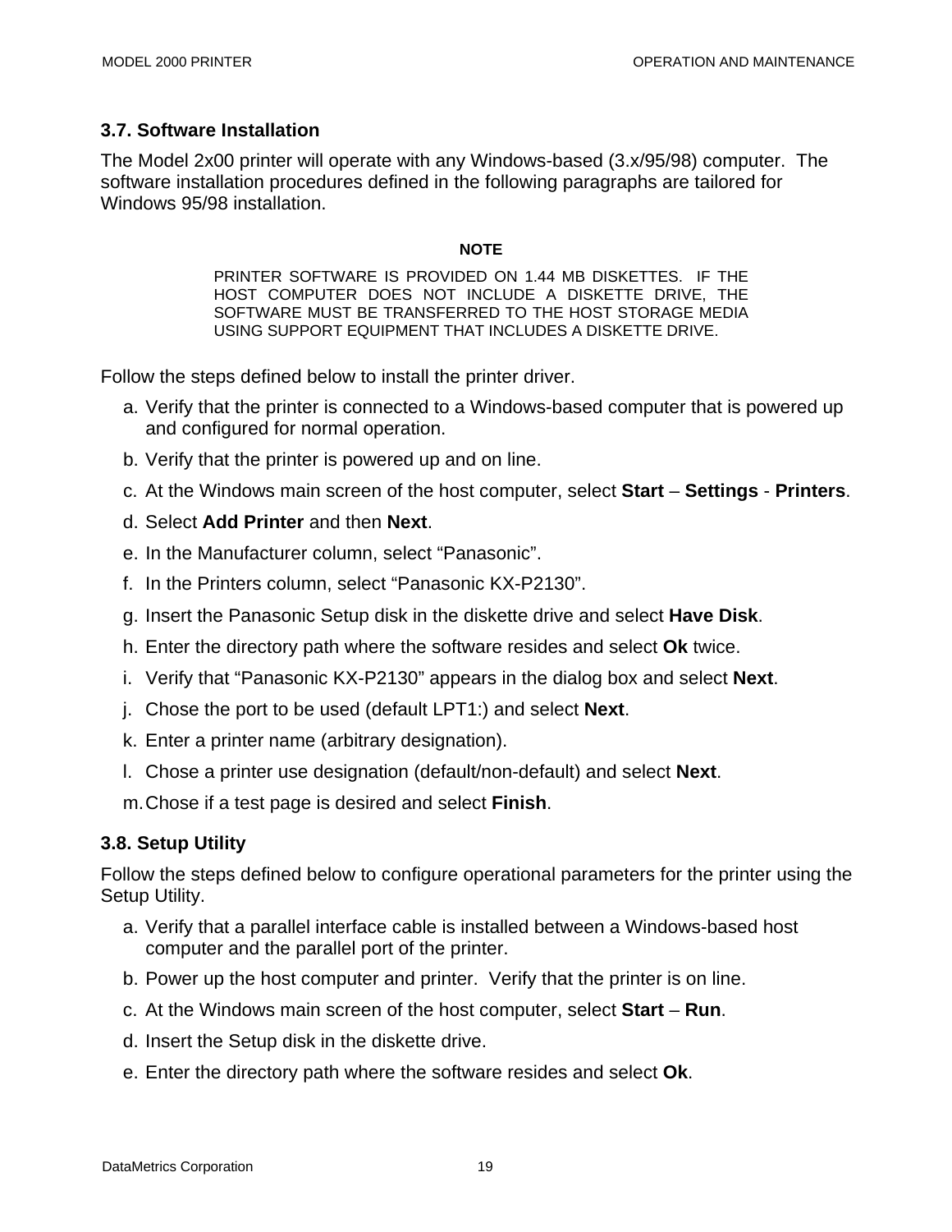### 3.7. Software Installation

The Model 2x00 printer will operate with any Windows-based (3.x/95/98) computer. The software installation procedures defined in the following paragraphs are tailored for Windows 95/98 installation.

**NOTE**

PRINTER SOFTWARE IS PROVIDED ON 1.44 MB DISKETTES. IF THE HOST COMPUTER DOES NOT INCLUDE A DISKETTE DRIVE, THE SOFTWARE MUST BE TRANSFERRED TO THE HOST STORAGE MEDIA USING SUPPORT EQUIPMENT THAT INCLUDES A DISKETTE DRIVE.

Follow the steps defined below to install the printer driver.

a. Verify that the printer is connected to a Windows-based computer that is powered up and configured for normal operation.

b. Verify that the printer is powered up and on line.

c. At the Windows main screen of the host computer, select **Start** – **Settings** - **Printers**.

d. Select **Add Printer** and then **Next**.

e. In the Manufacturer column, select “Panasonic”.

f. In the Printers column, select “Panasonic KX-P2130”.

g. Insert the Panasonic Setup disk in the diskette drive and select **Have Disk**.

h. Enter the directory path where the software resides and select **Ok** twice.

i. Verify that “Panasonic KX-P2130” appears in the dialog box and select **Next**.

j. Chose the port to be used (default LPT1:) and select **Next**.

k. Enter a printer name (arbitrary designation).

l. Chose a printer use designation (default/non-default) and select **Next**.

m. Chose if a test page is desired and select **Finish**.

### 3.8. Setup Utility

Follow the steps defined below to configure operational parameters for the printer using the Setup Utility.

a. Verify that a parallel interface cable is installed between a Windows-based host computer and the parallel port of the printer.

b. Power up the host computer and printer. Verify that the printer is on line.

c. At the Windows main screen of the host computer, select **Start** – **Run**.

d. Insert the Setup disk in the diskette drive.

e. Enter the directory path where the software resides and select **Ok**.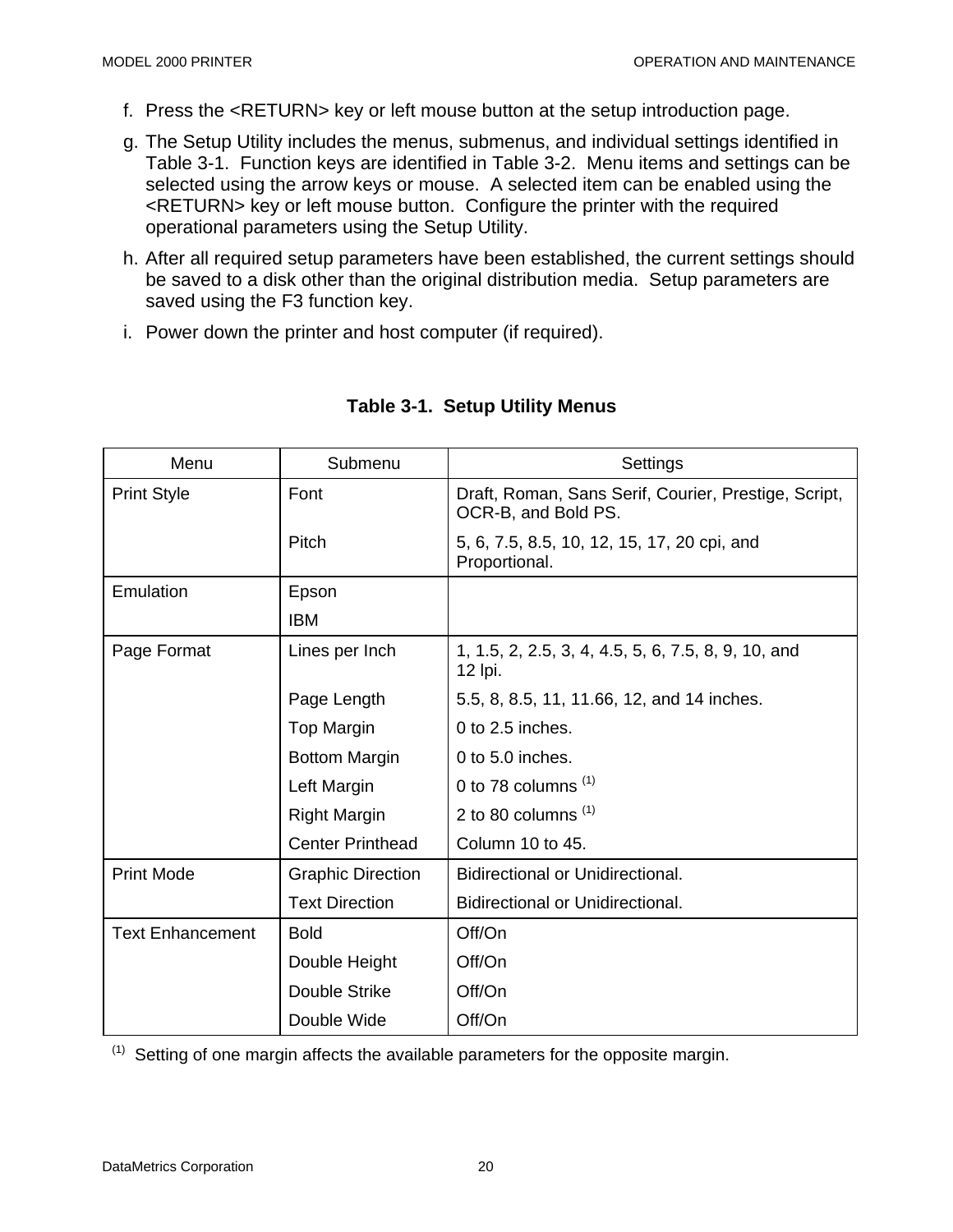f. Press the <RETURN> key or left mouse button at the setup introduction page.

g. The Setup Utility includes the menus, submenus, and individual settings identified in Table 3-1. Function keys are identified in Table 3-2. Menu items and settings can be selected using the arrow keys or mouse. A selected item can be enabled using the <RETURN> key or left mouse button. Configure the printer with the required operational parameters using the Setup Utility.

h. After all required setup parameters have been established, the current settings should be saved to a disk other than the original distribution media. Setup parameters are saved using the F3 function key.

i. Power down the printer and host computer (if required).

**Table 3-1. Setup Utility Menus**

| Menu | Submenu | Settings |
|---|---|---|
| Print Style | Font | Draft, Roman, Sans Serif, Courier, Prestige, Script, OCR-B, and Bold PS. |
| | Pitch | 5, 6, 7.5, 8.5, 10, 12, 15, 17, 20 cpi, and Proportional. |
| Emulation | Epson | |
| | IBM | |
| Page Format | Lines per Inch | 1, 1.5, 2, 2.5, 3, 4, 4.5, 5, 6, 7.5, 8, 9, 10, and 12 lpi. |
| | Page Length | 5.5, 8, 8.5, 11, 11.66, 12, and 14 inches. |
| | Top Margin | 0 to 2.5 inches. |
| | Bottom Margin | 0 to 5.0 inches. |
| | Left Margin | 0 to 78 columns (1) |
| | Right Margin | 2 to 80 columns (1) |
| | Center Printhead | Column 10 to 45. |
| Print Mode | Graphic Direction | Bidirectional or Unidirectional. |
| | Text Direction | Bidirectional or Unidirectional. |
| Text Enhancement | Bold | Off/On |
| | Double Height | Off/On |
| | Double Strike | Off/On |
| | Double Wide | Off/On |

(1) Setting of one margin affects the available parameters for the opposite margin.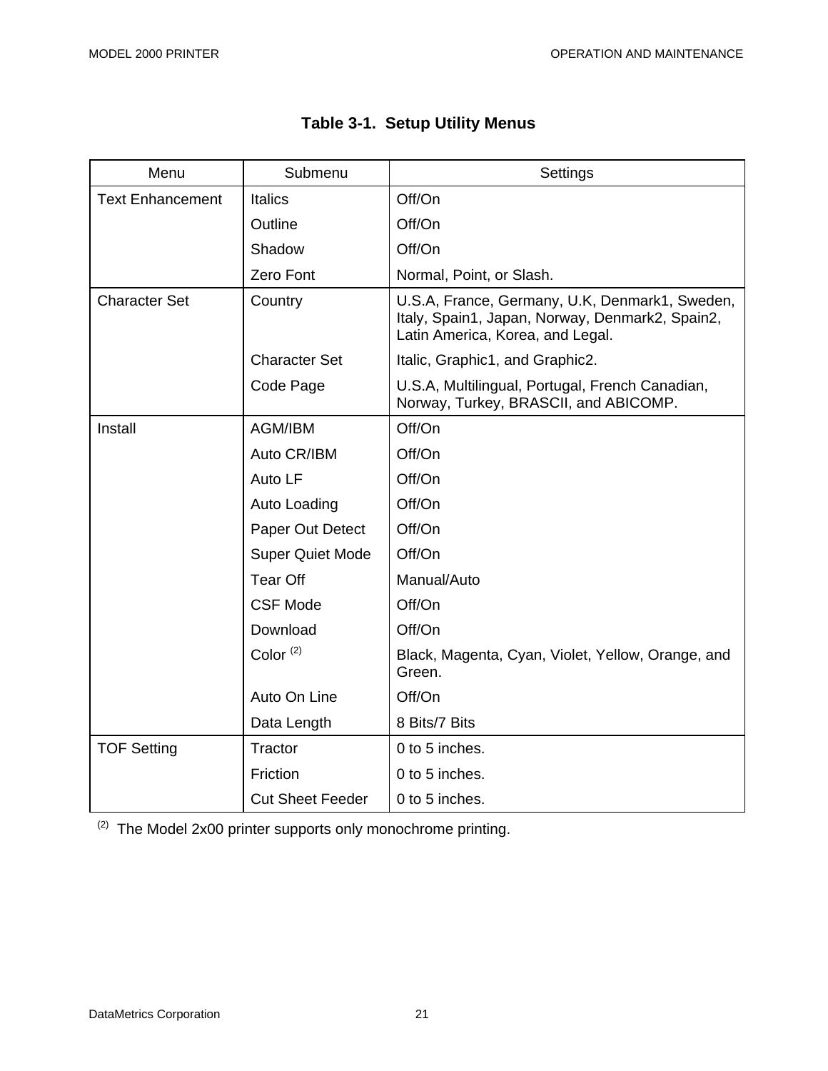**Table 3-1. Setup Utility Menus**

| Menu | Submenu | Settings |
|---|---|---|
| Text Enhancement | Italics | Off/On |
| | Outline | Off/On |
| | Shadow | Off/On |
| | Zero Font | Normal, Point, or Slash. |
| Character Set | Country | U.S.A, France, Germany, U.K, Denmark1, Sweden, Italy, Spain1, Japan, Norway, Denmark2, Spain2, Latin America, Korea, and Legal. |
| | Character Set | Italic, Graphic1, and Graphic2. |
| | Code Page | U.S.A, Multilingual, Portugal, French Canadian, Norway, Turkey, BRASCII, and ABICOMP. |
| Install | AGM/IBM | Off/On |
| | Auto CR/IBM | Off/On |
| | Auto LF | Off/On |
| | Auto Loading | Off/On |
| | Paper Out Detect | Off/On |
| | Super Quiet Mode | Off/On |
| | Tear Off | Manual/Auto |
| | CSF Mode | Off/On |
| | Download | Off/On |
| | Color [(2)] | Black, Magenta, Cyan, Violet, Yellow, Orange, and Green. |
| | Auto On Line | Off/On |
| | Data Length | 8 Bits/7 Bits |
| TOF Setting | Tractor | 0 to 5 inches. |
| | Friction | 0 to 5 inches. |
| | Cut Sheet Feeder | 0 to 5 inches. |

[(2)] The Model 2x00 printer supports only monochrome printing.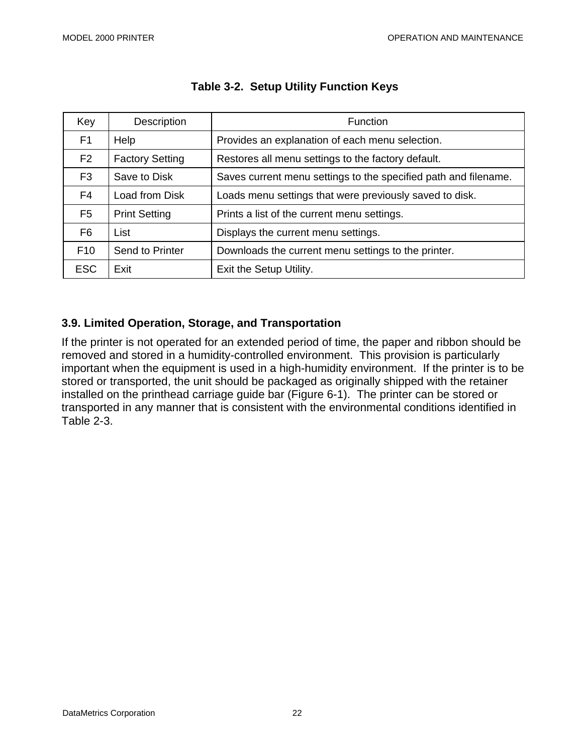**Table 3-2. Setup Utility Function Keys**

| Key | Description | Function |
|---|---|---|
| F1 | Help | Provides an explanation of each menu selection. |
| F2 | Factory Setting | Restores all menu settings to the factory default. |
| F3 | Save to Disk | Saves current menu settings to the specified path and filename. |
| F4 | Load from Disk | Loads menu settings that were previously saved to disk. |
| F5 | Print Setting | Prints a list of the current menu settings. |
| F6 | List | Displays the current menu settings. |
| F10 | Send to Printer | Downloads the current menu settings to the printer. |
| ESC | Exit | Exit the Setup Utility. |

### 3.9. Limited Operation, Storage, and Transportation

If the printer is not operated for an extended period of time, the paper and ribbon should be removed and stored in a humidity-controlled environment. This provision is particularly important when the equipment is used in a high-humidity environment. If the printer is to be stored or transported, the unit should be packaged as originally shipped with the retainer installed on the printhead carriage guide bar (Figure 6-1). The printer can be stored or transported in any manner that is consistent with the environmental conditions identified in Table 2-3.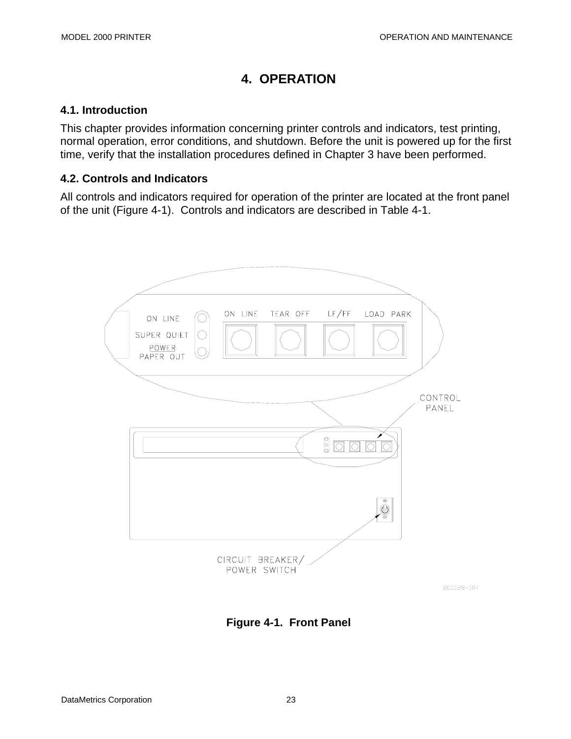# 4. OPERATION

## 4.1. Introduction

This chapter provides information concerning printer controls and indicators, test printing, normal operation, error conditions, and shutdown. Before the unit is powered up for the first time, verify that the installation procedures defined in Chapter 3 have been performed.

## 4.2. Controls and Indicators

All controls and indicators required for operation of the printer are located at the front panel of the unit (Figure 4-1). Controls and indicators are described in Table 4-1.

**Figure 4-1. Front Panel**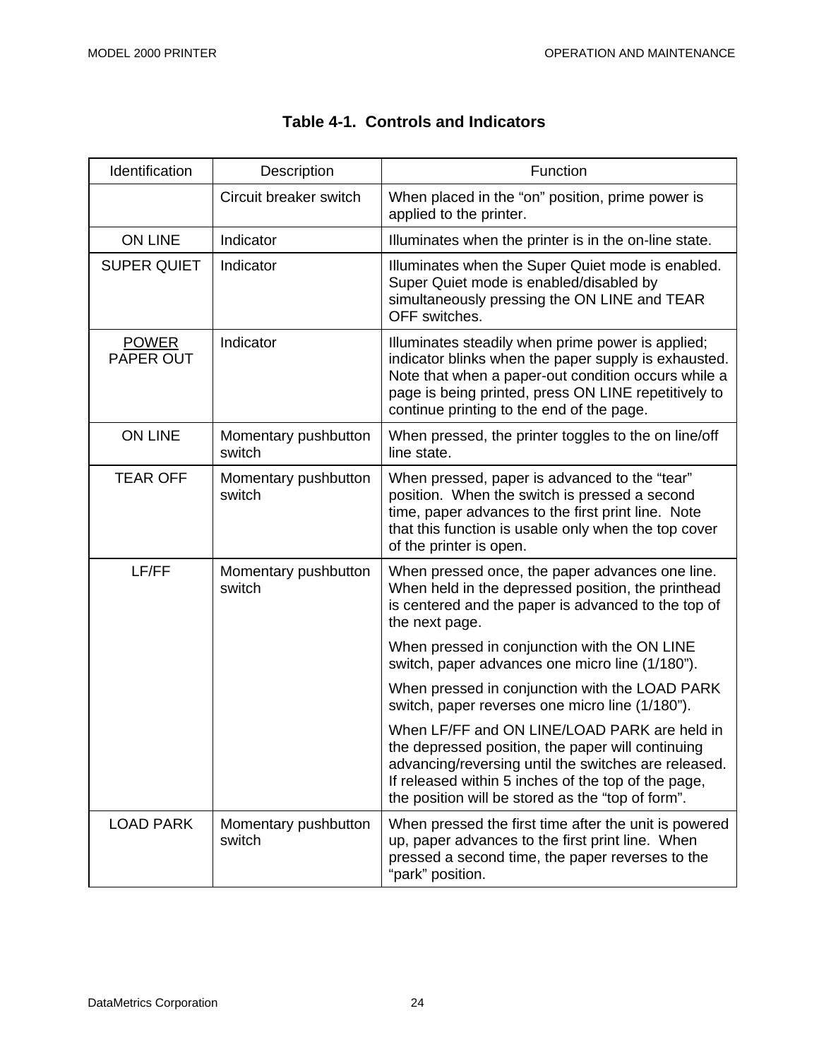## Table 4-1. Controls and Indicators

| Identification | Description | Function |
|---|---|---|
| | Circuit breaker switch | When placed in the “on” position, prime power is applied to the printer. |
| ON LINE | Indicator | Illuminates when the printer is in the on-line state. |
| SUPER QUIET | Indicator | Illuminates when the Super Quiet mode is enabled. Super Quiet mode is enabled/disabled by simultaneously pressing the ON LINE and TEAR OFF switches. |
| POWER<br>PAPER OUT | Indicator | Illuminates steadily when prime power is applied; indicator blinks when the paper supply is exhausted. Note that when a paper-out condition occurs while a page is being printed, press ON LINE repetitively to continue printing to the end of the page. |
| ON LINE | Momentary pushbutton switch | When pressed, the printer toggles to the on line/off line state. |
| TEAR OFF | Momentary pushbutton switch | When pressed, paper is advanced to the “tear” position. When the switch is pressed a second time, paper advances to the first print line. Note that this function is usable only when the top cover of the printer is open. |
| LF/FF | Momentary pushbutton switch | When pressed once, the paper advances one line. When held in the depressed position, the printhead is centered and the paper is advanced to the top of the next page.<br><br>When pressed in conjunction with the ON LINE switch, paper advances one micro line (1/180”).<br><br>When pressed in conjunction with the LOAD PARK switch, paper reverses one micro line (1/180”).<br><br>When LF/FF and ON LINE/LOAD PARK are held in the depressed position, the paper will continuing advancing/reversing until the switches are released. If released within 5 inches of the top of the page, the position will be stored as the “top of form”. |
| LOAD PARK | Momentary pushbutton switch | When pressed the first time after the unit is powered up, paper advances to the first print line. When pressed a second time, the paper reverses to the “park” position. |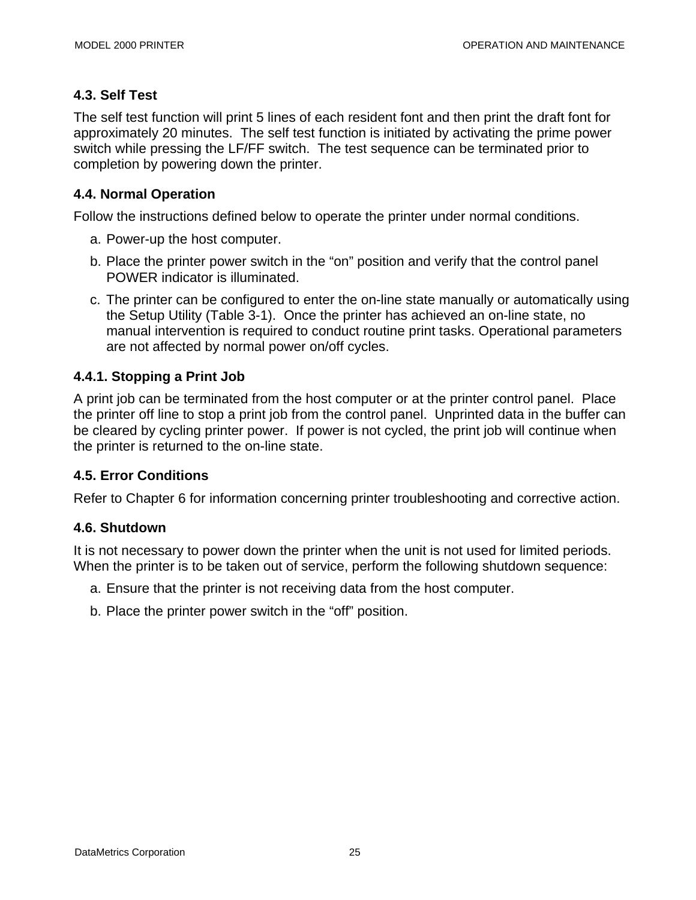### 4.3. Self Test

The self test function will print 5 lines of each resident font and then print the draft font for approximately 20 minutes. The self test function is initiated by activating the prime power switch while pressing the LF/FF switch. The test sequence can be terminated prior to completion by powering down the printer.

### 4.4. Normal Operation

Follow the instructions defined below to operate the printer under normal conditions.

a. Power-up the host computer.

b. Place the printer power switch in the "on" position and verify that the control panel POWER indicator is illuminated.

c. The printer can be configured to enter the on-line state manually or automatically using the Setup Utility (Table 3-1). Once the printer has achieved an on-line state, no manual intervention is required to conduct routine print tasks. Operational parameters are not affected by normal power on/off cycles.

#### 4.4.1. Stopping a Print Job

A print job can be terminated from the host computer or at the printer control panel. Place the printer off line to stop a print job from the control panel. Unprinted data in the buffer can be cleared by cycling printer power. If power is not cycled, the print job will continue when the printer is returned to the on-line state.

### 4.5. Error Conditions

Refer to Chapter 6 for information concerning printer troubleshooting and corrective action.

### 4.6. Shutdown

It is not necessary to power down the printer when the unit is not used for limited periods. When the printer is to be taken out of service, perform the following shutdown sequence:

a. Ensure that the printer is not receiving data from the host computer.

b. Place the printer power switch in the "off" position.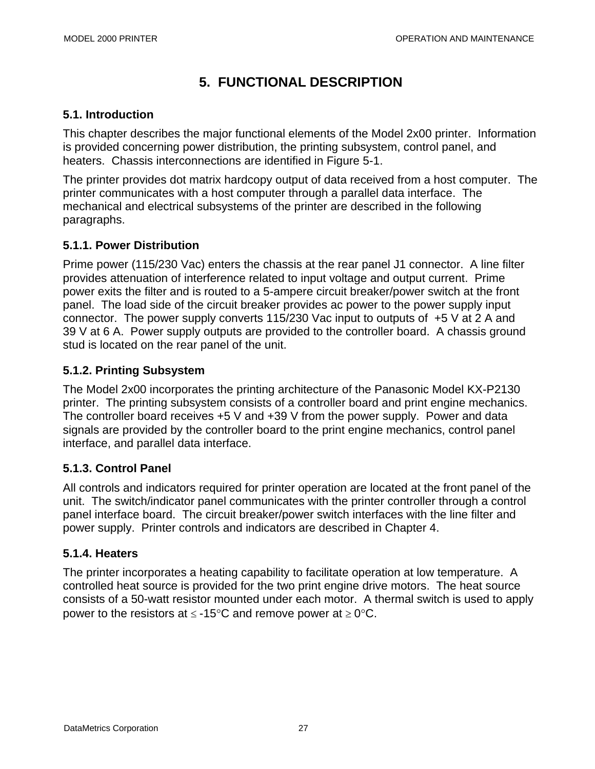# 5. FUNCTIONAL DESCRIPTION

## 5.1. Introduction

This chapter describes the major functional elements of the Model 2x00 printer. Information is provided concerning power distribution, the printing subsystem, control panel, and heaters. Chassis interconnections are identified in Figure 5-1.

The printer provides dot matrix hardcopy output of data received from a host computer. The printer communicates with a host computer through a parallel data interface. The mechanical and electrical subsystems of the printer are described in the following paragraphs.

### 5.1.1. Power Distribution

Prime power (115/230 Vac) enters the chassis at the rear panel J1 connector. A line filter provides attenuation of interference related to input voltage and output current. Prime power exits the filter and is routed to a 5-ampere circuit breaker/power switch at the front panel. The load side of the circuit breaker provides ac power to the power supply input connector. The power supply converts 115/230 Vac input to outputs of +5 V at 2 A and 39 V at 6 A. Power supply outputs are provided to the controller board. A chassis ground stud is located on the rear panel of the unit.

### 5.1.2. Printing Subsystem

The Model 2x00 incorporates the printing architecture of the Panasonic Model KX-P2130 printer. The printing subsystem consists of a controller board and print engine mechanics. The controller board receives +5 V and +39 V from the power supply. Power and data signals are provided by the controller board to the print engine mechanics, control panel interface, and parallel data interface.

### 5.1.3. Control Panel

All controls and indicators required for printer operation are located at the front panel of the unit. The switch/indicator panel communicates with the printer controller through a control panel interface board. The circuit breaker/power switch interfaces with the line filter and power supply. Printer controls and indicators are described in Chapter 4.

### 5.1.4. Heaters

The printer incorporates a heating capability to facilitate operation at low temperature. A controlled heat source is provided for the two print engine drive motors. The heat source consists of a 50-watt resistor mounted under each motor. A thermal switch is used to apply power to the resistors at ≤ -15°C and remove power at ≥ 0°C.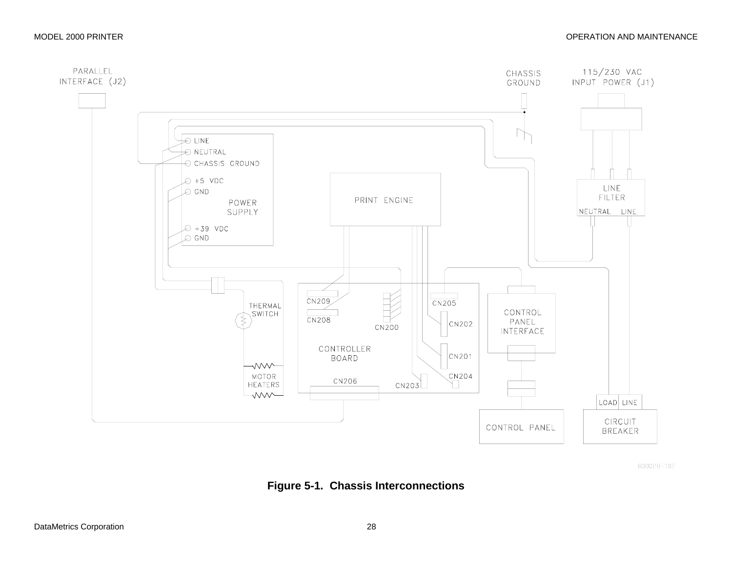PARALLEL INTERFACE (J2)

CHASSIS GROUND

115/230 VAC INPUT POWER (J1)

LINE

NEUTRAL

CHASSIS GROUND

+5 VDC

GND

POWER SUPPLY

+39 VDC

GND

PRINT ENGINE

LINE FILTER

NEUTRAL LINE

CN209

CN208

CN200

CN205

CN202

CN201

CN204

CN203

CN206

CONTROLLER BOARD

THERMAL SWITCH

MOTOR HEATERS

CONTROL PANEL INTERFACE

CONTROL PANEL

LOAD LINE

CIRCUIT BREAKER

800028-102

**Figure 5-1. Chassis Interconnections**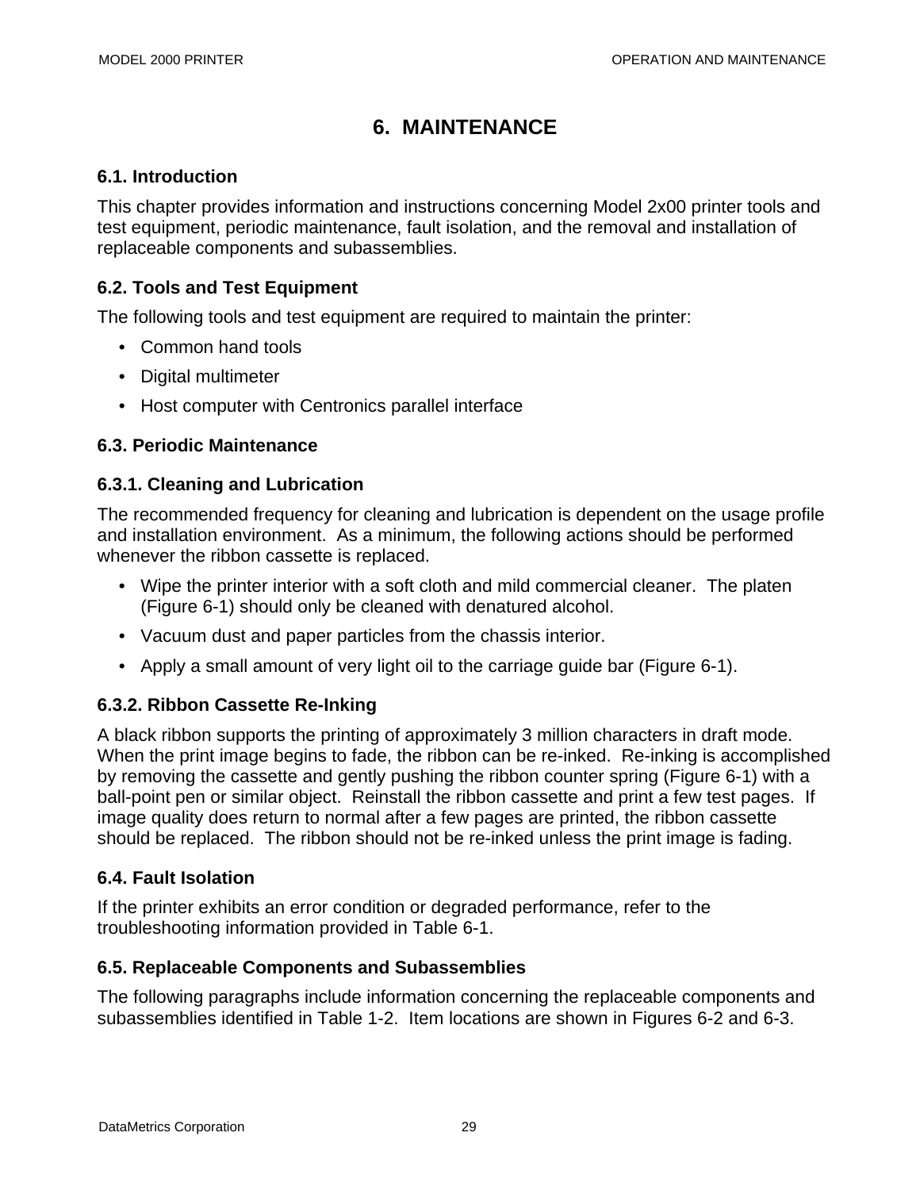# 6. MAINTENANCE

## 6.1. Introduction

This chapter provides information and instructions concerning Model 2x00 printer tools and test equipment, periodic maintenance, fault isolation, and the removal and installation of replaceable components and subassemblies.

## 6.2. Tools and Test Equipment

The following tools and test equipment are required to maintain the printer:

- Common hand tools
- Digital multimeter
- Host computer with Centronics parallel interface

## 6.3. Periodic Maintenance

### 6.3.1. Cleaning and Lubrication

The recommended frequency for cleaning and lubrication is dependent on the usage profile and installation environment. As a minimum, the following actions should be performed whenever the ribbon cassette is replaced.

- Wipe the printer interior with a soft cloth and mild commercial cleaner. The platen (Figure 6-1) should only be cleaned with denatured alcohol.
- Vacuum dust and paper particles from the chassis interior.
- Apply a small amount of very light oil to the carriage guide bar (Figure 6-1).

### 6.3.2. Ribbon Cassette Re-Inking

A black ribbon supports the printing of approximately 3 million characters in draft mode. When the print image begins to fade, the ribbon can be re-inked. Re-inking is accomplished by removing the cassette and gently pushing the ribbon counter spring (Figure 6-1) with a ball-point pen or similar object. Reinstall the ribbon cassette and print a few test pages. If image quality does return to normal after a few pages are printed, the ribbon cassette should be replaced. The ribbon should not be re-inked unless the print image is fading.

## 6.4. Fault Isolation

If the printer exhibits an error condition or degraded performance, refer to the troubleshooting information provided in Table 6-1.

## 6.5. Replaceable Components and Subassemblies

The following paragraphs include information concerning the replaceable components and subassemblies identified in Table 1-2. Item locations are shown in Figures 6-2 and 6-3.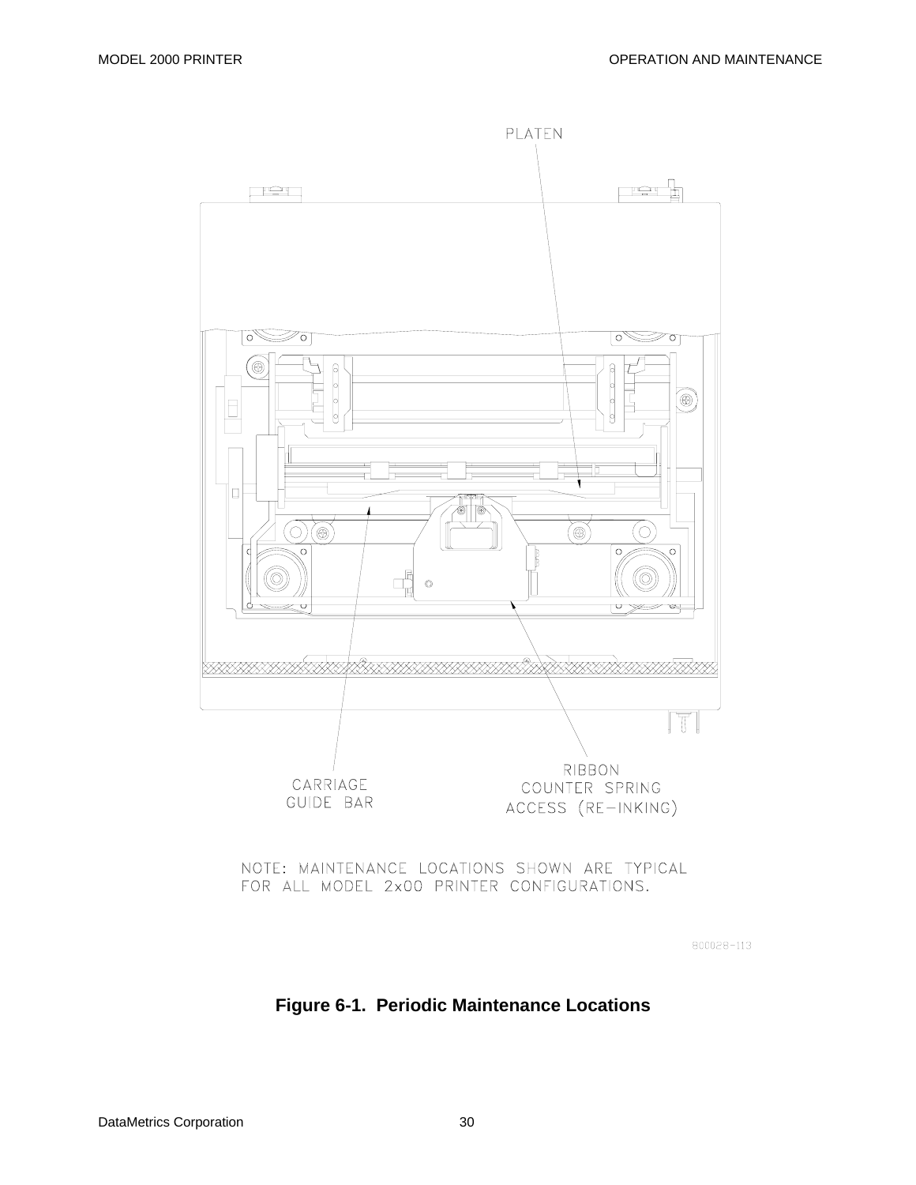PLATEN

CARRIAGE GUIDE BAR

RIBBON COUNTER SPRING ACCESS (RE-INKING)

NOTE: MAINTENANCE LOCATIONS SHOWN ARE TYPICAL FOR ALL MODEL 2x00 PRINTER CONFIGURATIONS.

800028-113

**Figure 6-1. Periodic Maintenance Locations**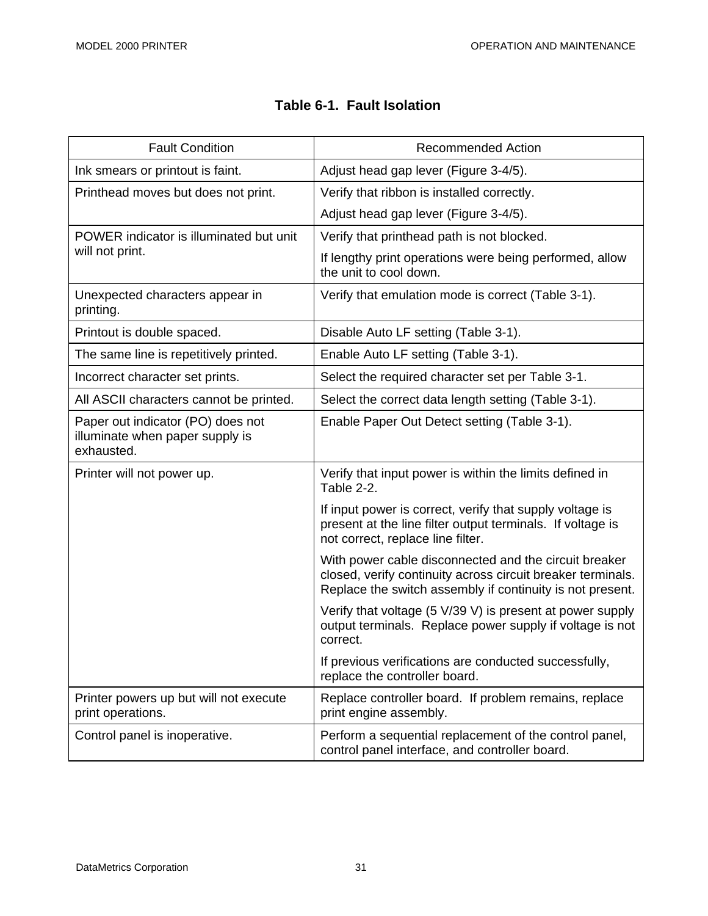**Table 6-1. Fault Isolation**

| Fault Condition | Recommended Action |
|---|---|
| Ink smears or printout is faint. | Adjust head gap lever (Figure 3-4/5). |
| Printhead moves but does not print. | Verify that ribbon is installed correctly.<br><br>Adjust head gap lever (Figure 3-4/5). |
| POWER indicator is illuminated but unit will not print. | Verify that printhead path is not blocked.<br><br>If lengthy print operations were being performed, allow the unit to cool down. |
| Unexpected characters appear in printing. | Verify that emulation mode is correct (Table 3-1). |
| Printout is double spaced. | Disable Auto LF setting (Table 3-1). |
| The same line is repetitively printed. | Enable Auto LF setting (Table 3-1). |
| Incorrect character set prints. | Select the required character set per Table 3-1. |
| All ASCII characters cannot be printed. | Select the correct data length setting (Table 3-1). |
| Paper out indicator (PO) does not illuminate when paper supply is exhausted. | Enable Paper Out Detect setting (Table 3-1). |
| Printer will not power up. | Verify that input power is within the limits defined in Table 2-2.<br><br>If input power is correct, verify that supply voltage is present at the line filter output terminals. If voltage is not correct, replace line filter.<br><br>With power cable disconnected and the circuit breaker closed, verify continuity across circuit breaker terminals. Replace the switch assembly if continuity is not present.<br><br>Verify that voltage (5 V/39 V) is present at power supply output terminals. Replace power supply if voltage is not correct.<br><br>If previous verifications are conducted successfully, replace the controller board. |
| Printer powers up but will not execute print operations. | Replace controller board. If problem remains, replace print engine assembly. |
| Control panel is inoperative. | Perform a sequential replacement of the control panel, control panel interface, and controller board. |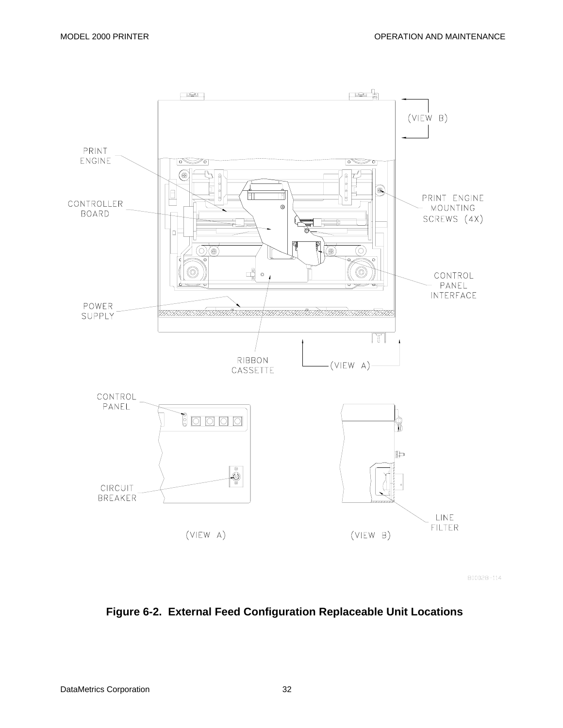**Figure 6-2. External Feed Configuration Replaceable Unit Locations**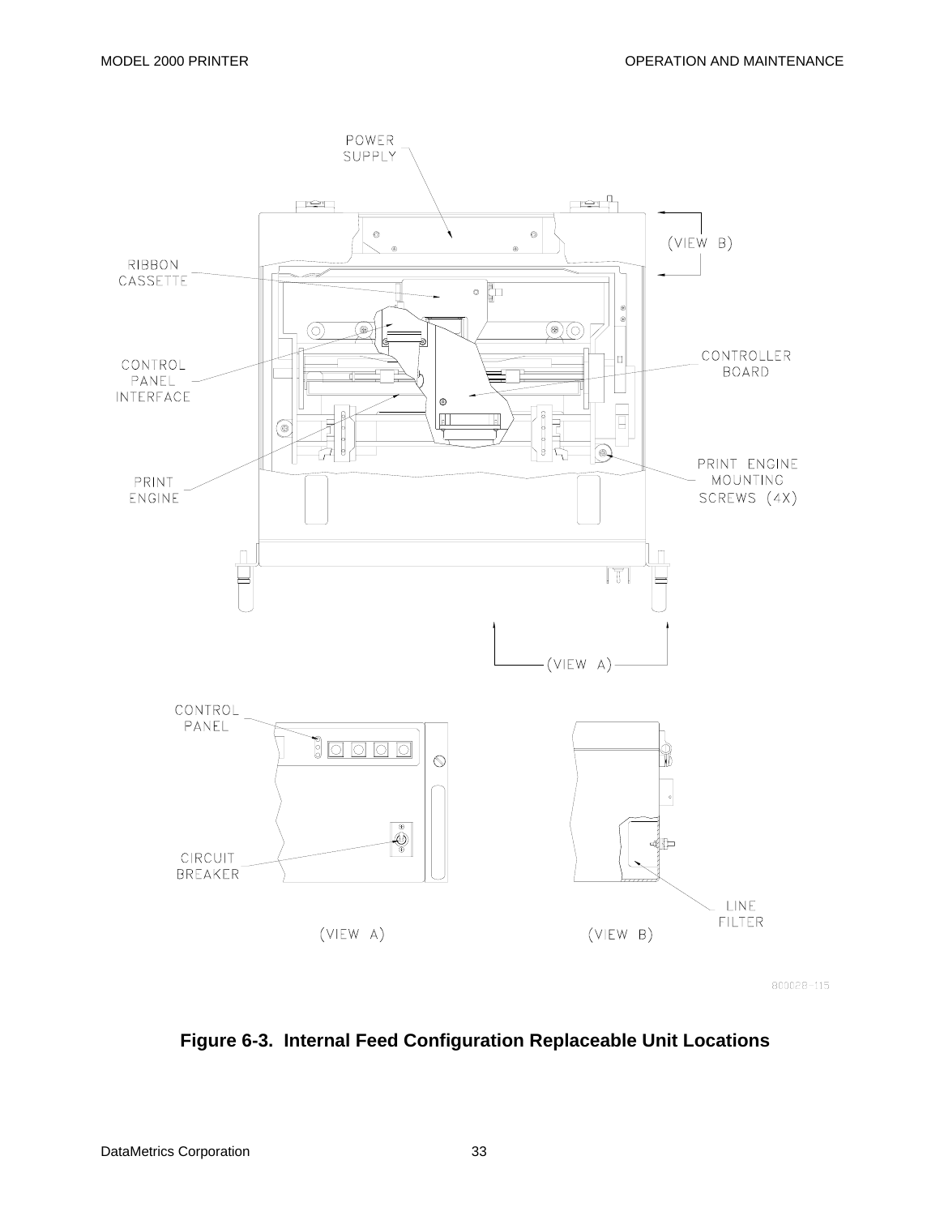POWER SUPPLY

RIBBON CASSETTE

CONTROL PANEL INTERFACE

PRINT ENGINE

(VIEW B)

CONTROLLER BOARD

PRINT ENGINE MOUNTING SCREWS (4X)

(VIEW A)

CONTROL PANEL

CIRCUIT BREAKER

(VIEW A)

(VIEW B)

LINE FILTER

800028-115

**Figure 6-3. Internal Feed Configuration Replaceable Unit Locations**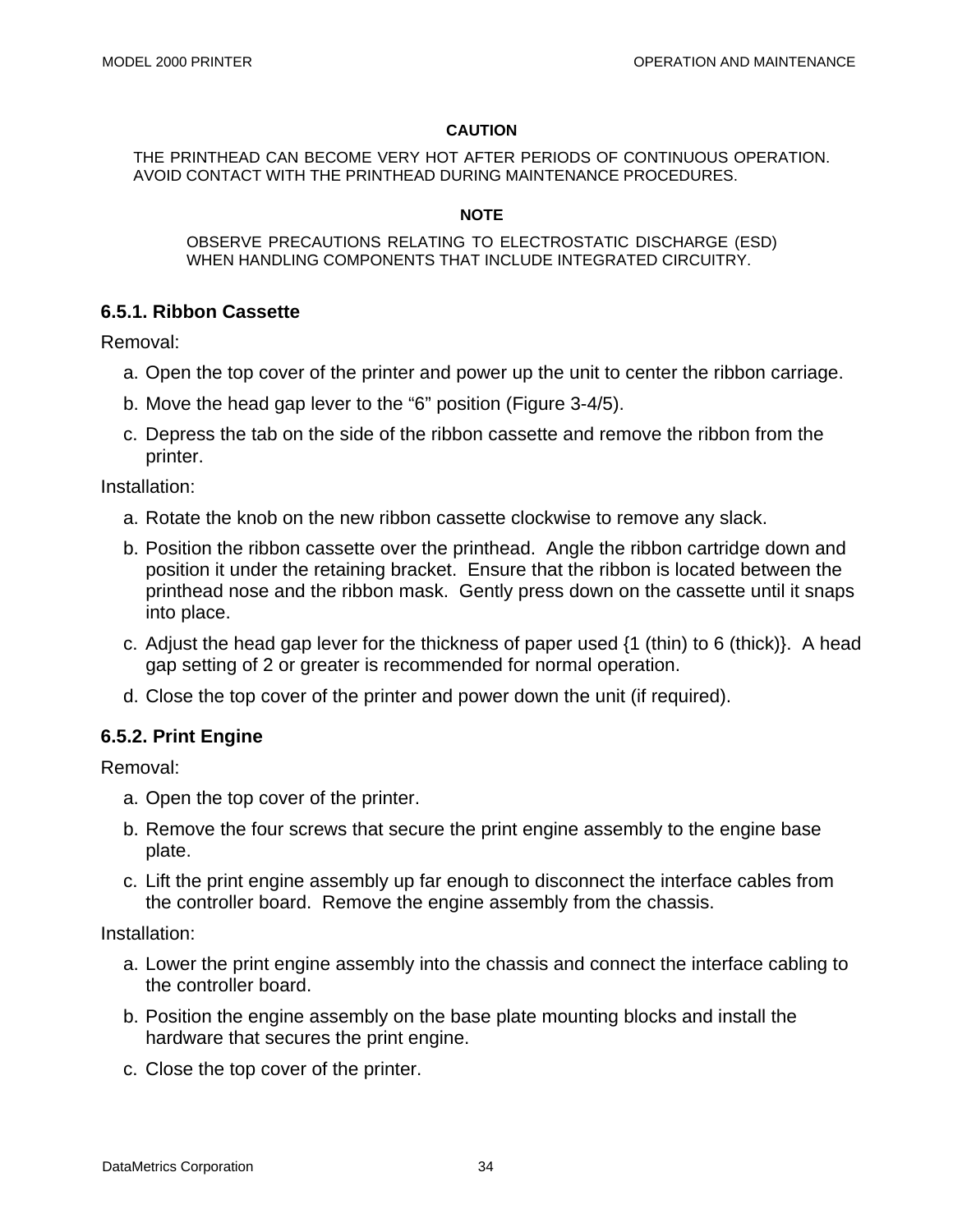**CAUTION**

THE PRINTHEAD CAN BECOME VERY HOT AFTER PERIODS OF CONTINUOUS OPERATION. AVOID CONTACT WITH THE PRINTHEAD DURING MAINTENANCE PROCEDURES.

**NOTE**

OBSERVE PRECAUTIONS RELATING TO ELECTROSTATIC DISCHARGE (ESD) WHEN HANDLING COMPONENTS THAT INCLUDE INTEGRATED CIRCUITRY.

### 6.5.1. Ribbon Cassette

Removal:

a. Open the top cover of the printer and power up the unit to center the ribbon carriage.

b. Move the head gap lever to the “6” position (Figure 3-4/5).

c. Depress the tab on the side of the ribbon cassette and remove the ribbon from the printer.

Installation:

a. Rotate the knob on the new ribbon cassette clockwise to remove any slack.

b. Position the ribbon cassette over the printhead. Angle the ribbon cartridge down and position it under the retaining bracket. Ensure that the ribbon is located between the printhead nose and the ribbon mask. Gently press down on the cassette until it snaps into place.

c. Adjust the head gap lever for the thickness of paper used {1 (thin) to 6 (thick)}. A head gap setting of 2 or greater is recommended for normal operation.

d. Close the top cover of the printer and power down the unit (if required).

### 6.5.2. Print Engine

Removal:

a. Open the top cover of the printer.

b. Remove the four screws that secure the print engine assembly to the engine base plate.

c. Lift the print engine assembly up far enough to disconnect the interface cables from the controller board. Remove the engine assembly from the chassis.

Installation:

a. Lower the print engine assembly into the chassis and connect the interface cabling to the controller board.

b. Position the engine assembly on the base plate mounting blocks and install the hardware that secures the print engine.

c. Close the top cover of the printer.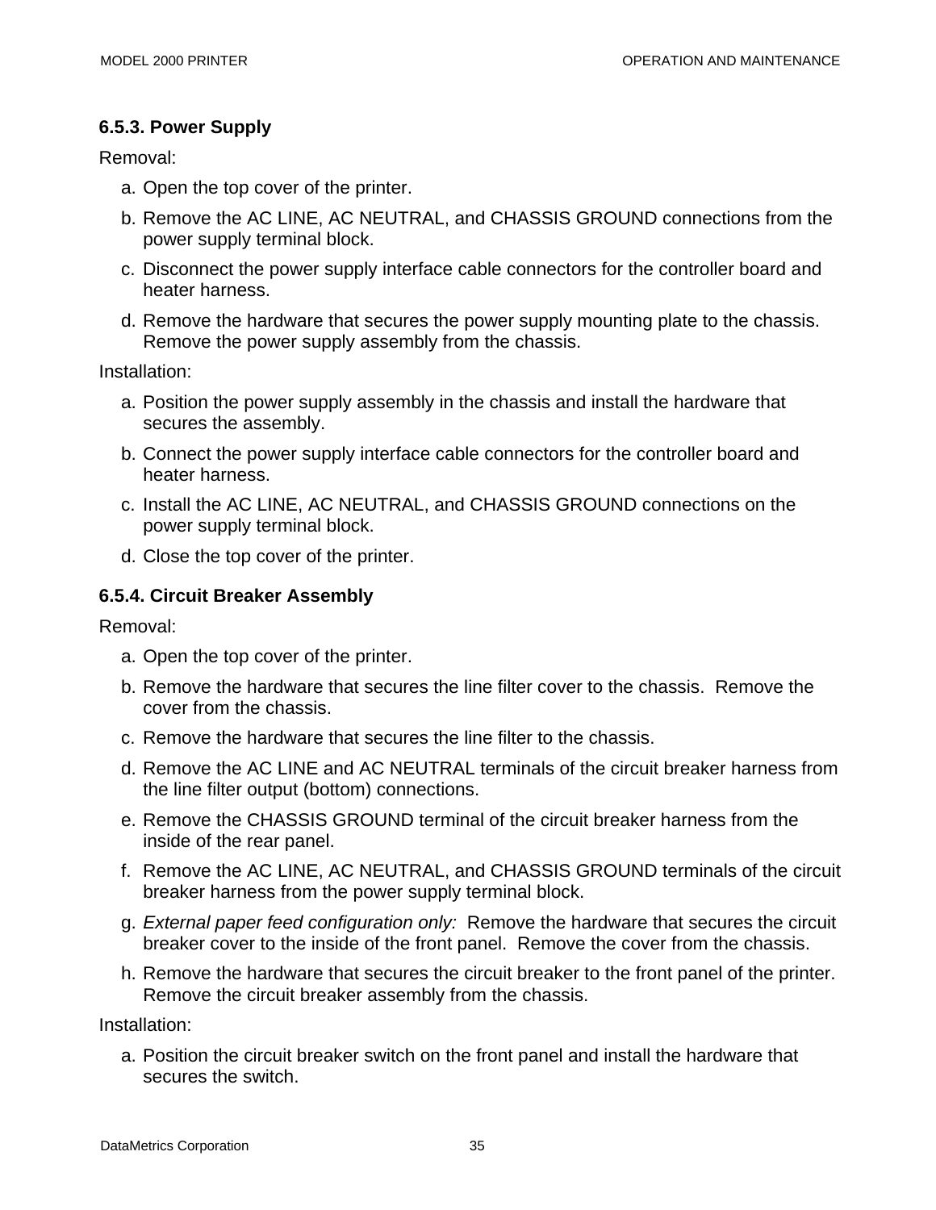### 6.5.3. Power Supply

Removal:

a. Open the top cover of the printer.

b. Remove the AC LINE, AC NEUTRAL, and CHASSIS GROUND connections from the power supply terminal block.

c. Disconnect the power supply interface cable connectors for the controller board and heater harness.

d. Remove the hardware that secures the power supply mounting plate to the chassis. Remove the power supply assembly from the chassis.

Installation:

a. Position the power supply assembly in the chassis and install the hardware that secures the assembly.

b. Connect the power supply interface cable connectors for the controller board and heater harness.

c. Install the AC LINE, AC NEUTRAL, and CHASSIS GROUND connections on the power supply terminal block.

d. Close the top cover of the printer.

### 6.5.4. Circuit Breaker Assembly

Removal:

a. Open the top cover of the printer.

b. Remove the hardware that secures the line filter cover to the chassis. Remove the cover from the chassis.

c. Remove the hardware that secures the line filter to the chassis.

d. Remove the AC LINE and AC NEUTRAL terminals of the circuit breaker harness from the line filter output (bottom) connections.

e. Remove the CHASSIS GROUND terminal of the circuit breaker harness from the inside of the rear panel.

f. Remove the AC LINE, AC NEUTRAL, and CHASSIS GROUND terminals of the circuit breaker harness from the power supply terminal block.

g. *External paper feed configuration only:* Remove the hardware that secures the circuit breaker cover to the inside of the front panel. Remove the cover from the chassis.

h. Remove the hardware that secures the circuit breaker to the front panel of the printer. Remove the circuit breaker assembly from the chassis.

Installation:

a. Position the circuit breaker switch on the front panel and install the hardware that secures the switch.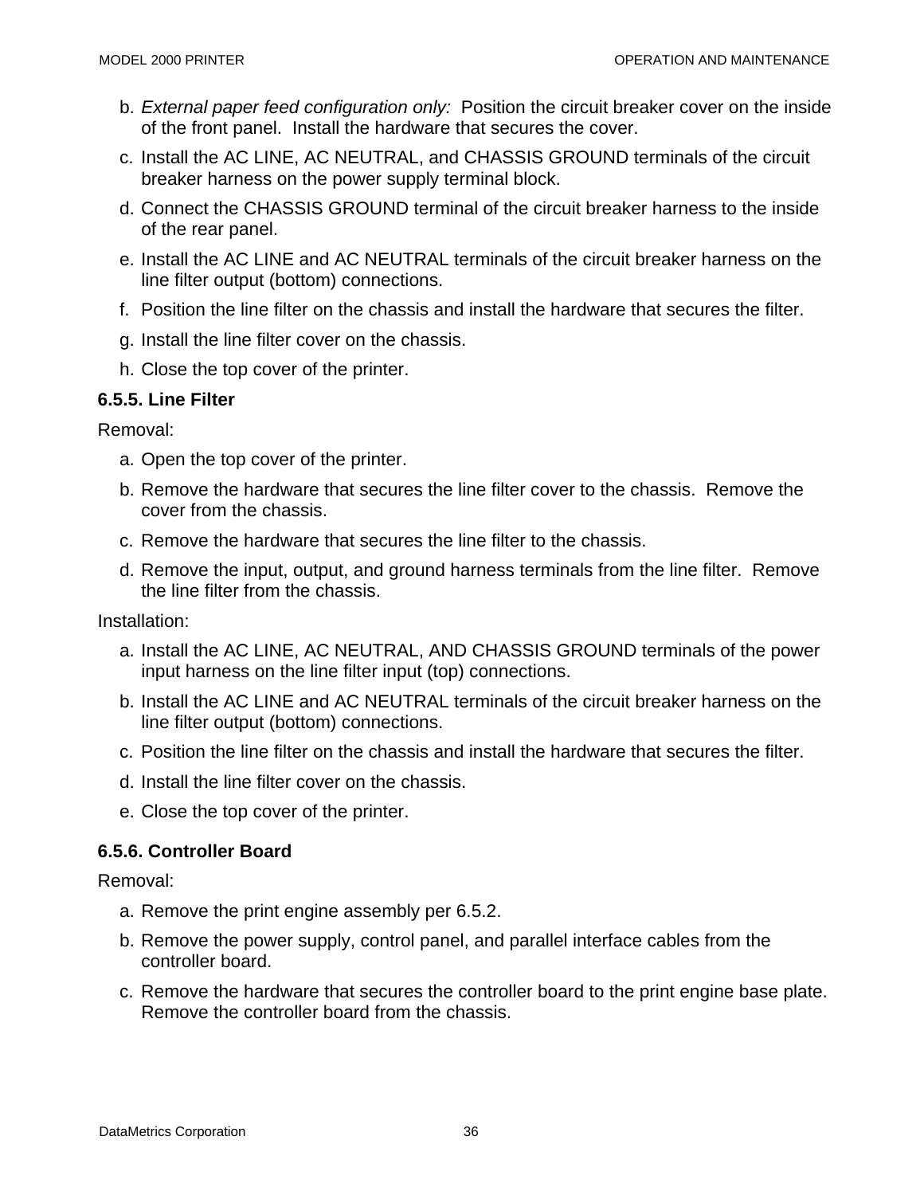b. *External paper feed configuration only:* Position the circuit breaker cover on the inside of the front panel. Install the hardware that secures the cover.

c. Install the AC LINE, AC NEUTRAL, and CHASSIS GROUND terminals of the circuit breaker harness on the power supply terminal block.

d. Connect the CHASSIS GROUND terminal of the circuit breaker harness to the inside of the rear panel.

e. Install the AC LINE and AC NEUTRAL terminals of the circuit breaker harness on the line filter output (bottom) connections.

f. Position the line filter on the chassis and install the hardware that secures the filter.

g. Install the line filter cover on the chassis.

h. Close the top cover of the printer.

### 6.5.5. Line Filter

Removal:

a. Open the top cover of the printer.

b. Remove the hardware that secures the line filter cover to the chassis. Remove the cover from the chassis.

c. Remove the hardware that secures the line filter to the chassis.

d. Remove the input, output, and ground harness terminals from the line filter. Remove the line filter from the chassis.

Installation:

a. Install the AC LINE, AC NEUTRAL, AND CHASSIS GROUND terminals of the power input harness on the line filter input (top) connections.

b. Install the AC LINE and AC NEUTRAL terminals of the circuit breaker harness on the line filter output (bottom) connections.

c. Position the line filter on the chassis and install the hardware that secures the filter.

d. Install the line filter cover on the chassis.

e. Close the top cover of the printer.

### 6.5.6. Controller Board

Removal:

a. Remove the print engine assembly per 6.5.2.

b. Remove the power supply, control panel, and parallel interface cables from the controller board.

c. Remove the hardware that secures the controller board to the print engine base plate. Remove the controller board from the chassis.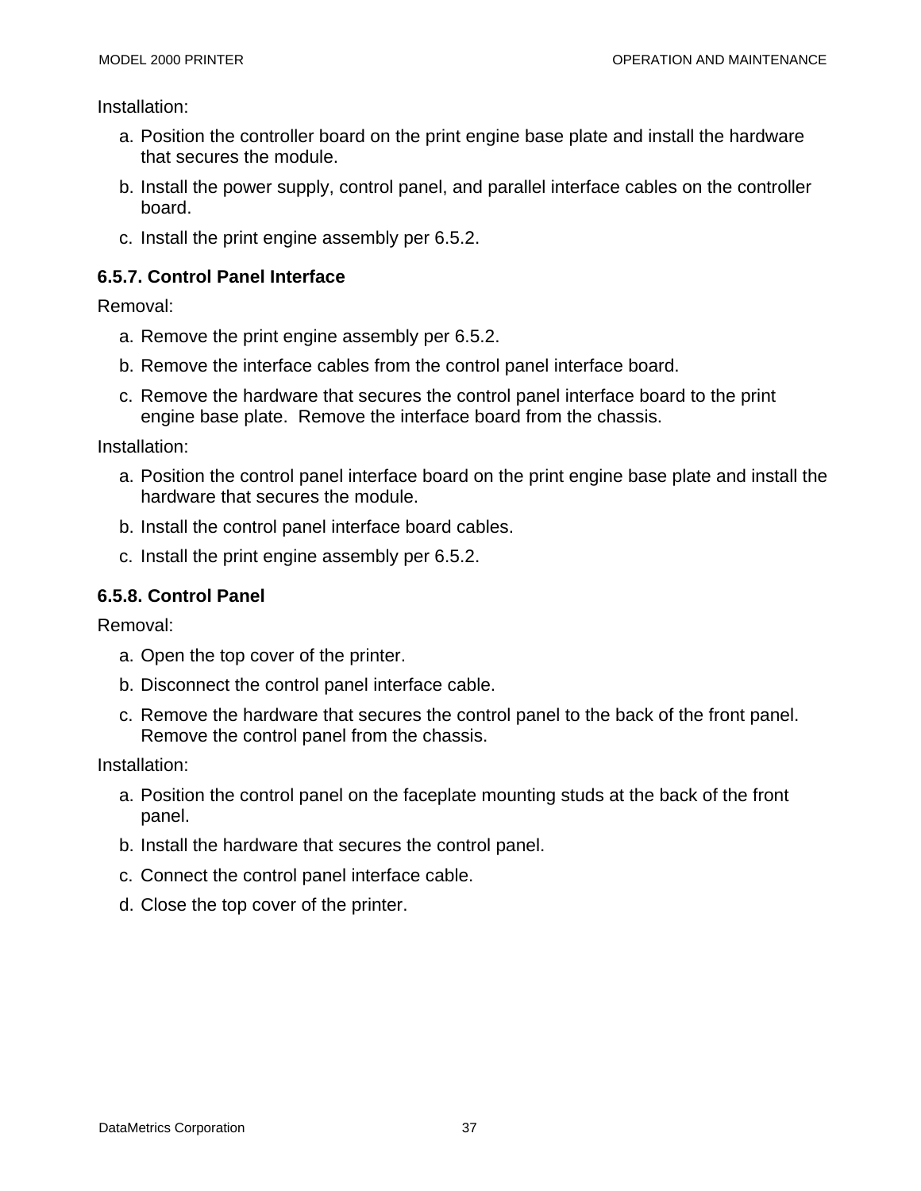Installation:

a. Position the controller board on the print engine base plate and install the hardware that secures the module.

b. Install the power supply, control panel, and parallel interface cables on the controller board.

c. Install the print engine assembly per 6.5.2.

### 6.5.7. Control Panel Interface

Removal:

a. Remove the print engine assembly per 6.5.2.

b. Remove the interface cables from the control panel interface board.

c. Remove the hardware that secures the control panel interface board to the print engine base plate. Remove the interface board from the chassis.

Installation:

a. Position the control panel interface board on the print engine base plate and install the hardware that secures the module.

b. Install the control panel interface board cables.

c. Install the print engine assembly per 6.5.2.

### 6.5.8. Control Panel

Removal:

a. Open the top cover of the printer.

b. Disconnect the control panel interface cable.

c. Remove the hardware that secures the control panel to the back of the front panel. Remove the control panel from the chassis.

Installation:

a. Position the control panel on the faceplate mounting studs at the back of the front panel.

b. Install the hardware that secures the control panel.

c. Connect the control panel interface cable.

d. Close the top cover of the printer.